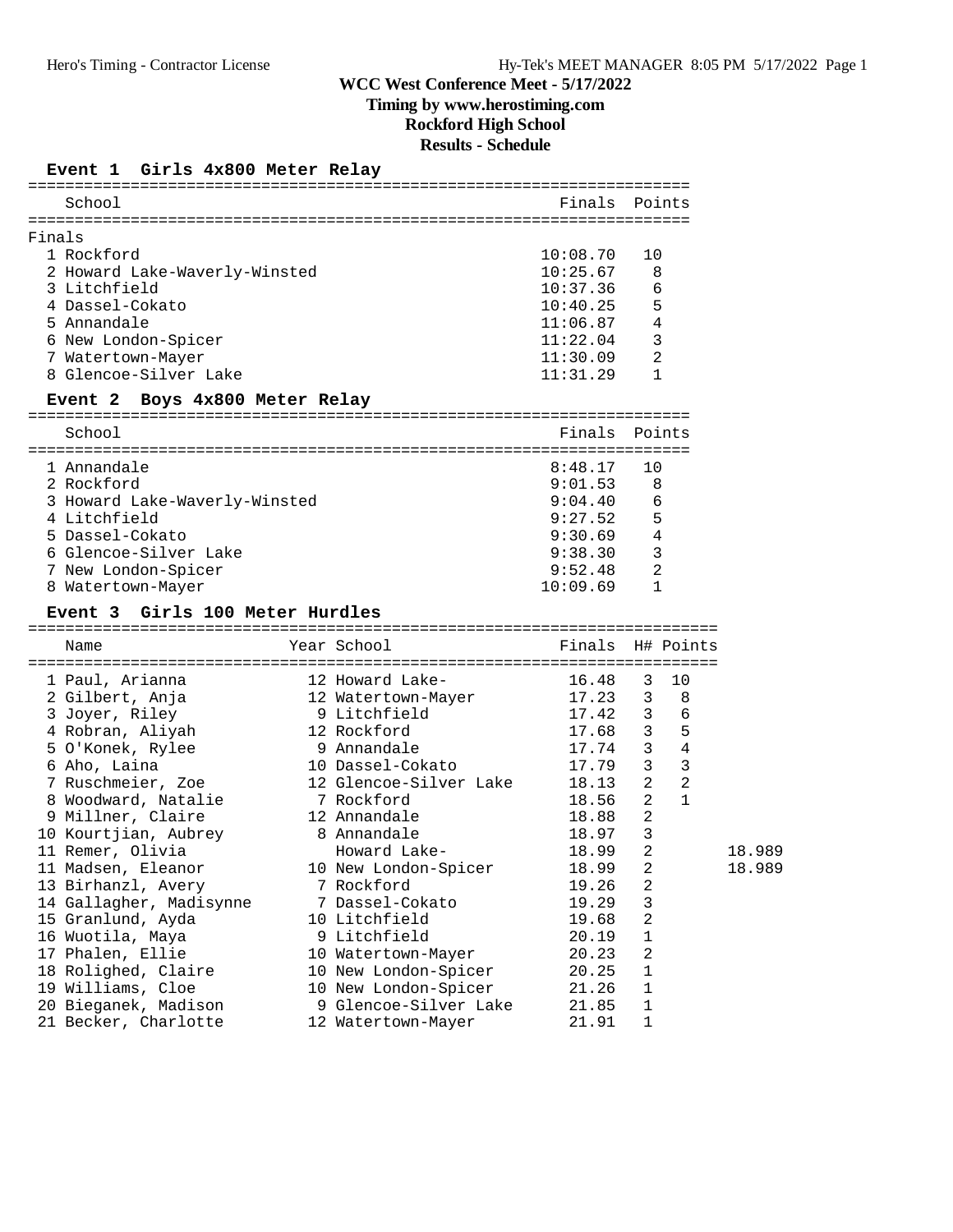# WCC West Conference Meet - 5/17/2022

**Timing by www.herostiming.com**

**Rockford High School**

**Results - Schedule**

## Event 1 Girls 4x800 Meter Relay

Finals

| | School | Finals | Points |
|---|---|---|---|
| 1 | Rockford | 10:08.70 | 10 |
| 2 | Howard Lake-Waverly-Winsted | 10:25.67 | 8 |
| 3 | Litchfield | 10:37.36 | 6 |
| 4 | Dassel-Cokato | 10:40.25 | 5 |
| 5 | Annandale | 11:06.87 | 4 |
| 6 | New London-Spicer | 11:22.04 | 3 |
| 7 | Watertown-Mayer | 11:30.09 | 2 |
| 8 | Glencoe-Silver Lake | 11:31.29 | 1 |

## Event 2 Boys 4x800 Meter Relay

| | School | Finals | Points |
|---|---|---|---|
| 1 | Annandale | 8:48.17 | 10 |
| 2 | Rockford | 9:01.53 | 8 |
| 3 | Howard Lake-Waverly-Winsted | 9:04.40 | 6 |
| 4 | Litchfield | 9:27.52 | 5 |
| 5 | Dassel-Cokato | 9:30.69 | 4 |
| 6 | Glencoe-Silver Lake | 9:38.30 | 3 |
| 7 | New London-Spicer | 9:52.48 | 2 |
| 8 | Watertown-Mayer | 10:09.69 | 1 |

## Event 3 Girls 100 Meter Hurdles

| | Name | Year | School | Finals | H# | Points | |
|---|---|---|---|---|---|---|---|
| 1 | Paul, Arianna | 12 | Howard Lake- | 16.48 | 3 | 10 | |
| 2 | Gilbert, Anja | 12 | Watertown-Mayer | 17.23 | 3 | 8 | |
| 3 | Joyer, Riley | 9 | Litchfield | 17.42 | 3 | 6 | |
| 4 | Robran, Aliyah | 12 | Rockford | 17.68 | 3 | 5 | |
| 5 | O'Konek, Rylee | 9 | Annandale | 17.74 | 3 | 4 | |
| 6 | Aho, Laina | 10 | Dassel-Cokato | 17.79 | 3 | 3 | |
| 7 | Ruschmeier, Zoe | 12 | Glencoe-Silver Lake | 18.13 | 2 | 2 | |
| 8 | Woodward, Natalie | 7 | Rockford | 18.56 | 2 | 1 | |
| 9 | Millner, Claire | 12 | Annandale | 18.88 | 2 | | |
| 10 | Kourtjian, Aubrey | 8 | Annandale | 18.97 | 3 | | |
| 11 | Remer, Olivia | | Howard Lake- | 18.99 | 2 | | 18.989 |
| 11 | Madsen, Eleanor | 10 | New London-Spicer | 18.99 | 2 | | 18.989 |
| 13 | Birhanzl, Avery | 7 | Rockford | 19.26 | 2 | | |
| 14 | Gallagher, Madisynne | 7 | Dassel-Cokato | 19.29 | 3 | | |
| 15 | Granlund, Ayda | 10 | Litchfield | 19.68 | 2 | | |
| 16 | Wuotila, Maya | 9 | Litchfield | 20.19 | 1 | | |
| 17 | Phalen, Ellie | 10 | Watertown-Mayer | 20.23 | 2 | | |
| 18 | Rolighed, Claire | 10 | New London-Spicer | 20.25 | 1 | | |
| 19 | Williams, Cloe | 10 | New London-Spicer | 21.26 | 1 | | |
| 20 | Bieganek, Madison | 9 | Glencoe-Silver Lake | 21.85 | 1 | | |
| 21 | Becker, Charlotte | 12 | Watertown-Mayer | 21.91 | 1 | | |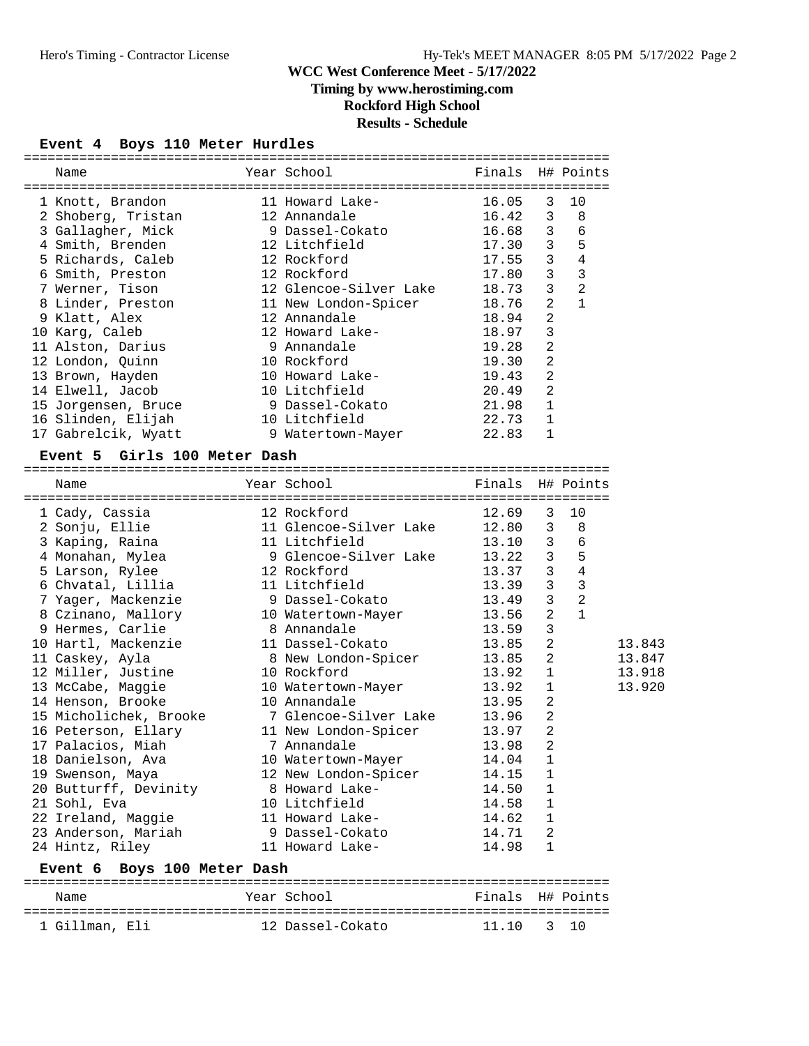# WCC West Conference Meet - 5/17/2022

**Timing by www.herostiming.com**

**Rockford High School**

**Results - Schedule**

## Event 4 Boys 110 Meter Hurdles

| Name | Year | School | Finals | H# | Points |
|---|---|---|---|---|---|
| 1 Knott, Brandon | 11 | Howard Lake- | 16.05 | 3 | 10 |
| 2 Shoberg, Tristan | 12 | Annandale | 16.42 | 3 | 8 |
| 3 Gallagher, Mick | 9 | Dassel-Cokato | 16.68 | 3 | 6 |
| 4 Smith, Brenden | 12 | Litchfield | 17.30 | 3 | 5 |
| 5 Richards, Caleb | 12 | Rockford | 17.55 | 3 | 4 |
| 6 Smith, Preston | 12 | Rockford | 17.80 | 3 | 3 |
| 7 Werner, Tison | 12 | Glencoe-Silver Lake | 18.73 | 3 | 2 |
| 8 Linder, Preston | 11 | New London-Spicer | 18.76 | 2 | 1 |
| 9 Klatt, Alex | 12 | Annandale | 18.94 | 2 | |
| 10 Karg, Caleb | 12 | Howard Lake- | 18.97 | 3 | |
| 11 Alston, Darius | 9 | Annandale | 19.28 | 2 | |
| 12 London, Quinn | 10 | Rockford | 19.30 | 2 | |
| 13 Brown, Hayden | 10 | Howard Lake- | 19.43 | 2 | |
| 14 Elwell, Jacob | 10 | Litchfield | 20.49 | 2 | |
| 15 Jorgensen, Bruce | 9 | Dassel-Cokato | 21.98 | 1 | |
| 16 Slinden, Elijah | 10 | Litchfield | 22.73 | 1 | |
| 17 Gabrelcik, Wyatt | 9 | Watertown-Mayer | 22.83 | 1 | |

## Event 5 Girls 100 Meter Dash

| Name | Year | School | Finals | H# | Points | |
|---|---|---|---|---|---|---|
| 1 Cady, Cassia | 12 | Rockford | 12.69 | 3 | 10 | |
| 2 Sonju, Ellie | 11 | Glencoe-Silver Lake | 12.80 | 3 | 8 | |
| 3 Kaping, Raina | 11 | Litchfield | 13.10 | 3 | 6 | |
| 4 Monahan, Mylea | 9 | Glencoe-Silver Lake | 13.22 | 3 | 5 | |
| 5 Larson, Rylee | 12 | Rockford | 13.37 | 3 | 4 | |
| 6 Chvatal, Lillia | 11 | Litchfield | 13.39 | 3 | 3 | |
| 7 Yager, Mackenzie | 9 | Dassel-Cokato | 13.49 | 3 | 2 | |
| 8 Czinano, Mallory | 10 | Watertown-Mayer | 13.56 | 2 | 1 | |
| 9 Hermes, Carlie | 8 | Annandale | 13.59 | 3 | | |
| 10 Hartl, Mackenzie | 11 | Dassel-Cokato | 13.85 | 2 | | 13.843 |
| 11 Caskey, Ayla | 8 | New London-Spicer | 13.85 | 2 | | 13.847 |
| 12 Miller, Justine | 10 | Rockford | 13.92 | 1 | | 13.918 |
| 13 McCabe, Maggie | 10 | Watertown-Mayer | 13.92 | 1 | | 13.920 |
| 14 Henson, Brooke | 10 | Annandale | 13.95 | 2 | | |
| 15 Micholichek, Brooke | 7 | Glencoe-Silver Lake | 13.96 | 2 | | |
| 16 Peterson, Ellary | 11 | New London-Spicer | 13.97 | 2 | | |
| 17 Palacios, Miah | 7 | Annandale | 13.98 | 2 | | |
| 18 Danielson, Ava | 10 | Watertown-Mayer | 14.04 | 1 | | |
| 19 Swenson, Maya | 12 | New London-Spicer | 14.15 | 1 | | |
| 20 Butturff, Devinity | 8 | Howard Lake- | 14.50 | 1 | | |
| 21 Sohl, Eva | 10 | Litchfield | 14.58 | 1 | | |
| 22 Ireland, Maggie | 11 | Howard Lake- | 14.62 | 1 | | |
| 23 Anderson, Mariah | 9 | Dassel-Cokato | 14.71 | 2 | | |
| 24 Hintz, Riley | 11 | Howard Lake- | 14.98 | 1 | | |

## Event 6 Boys 100 Meter Dash

| Name | Year | School | Finals | H# | Points |
|---|---|---|---|---|---|
| 1 Gillman, Eli | 12 | Dassel-Cokato | 11.10 | 3 | 10 |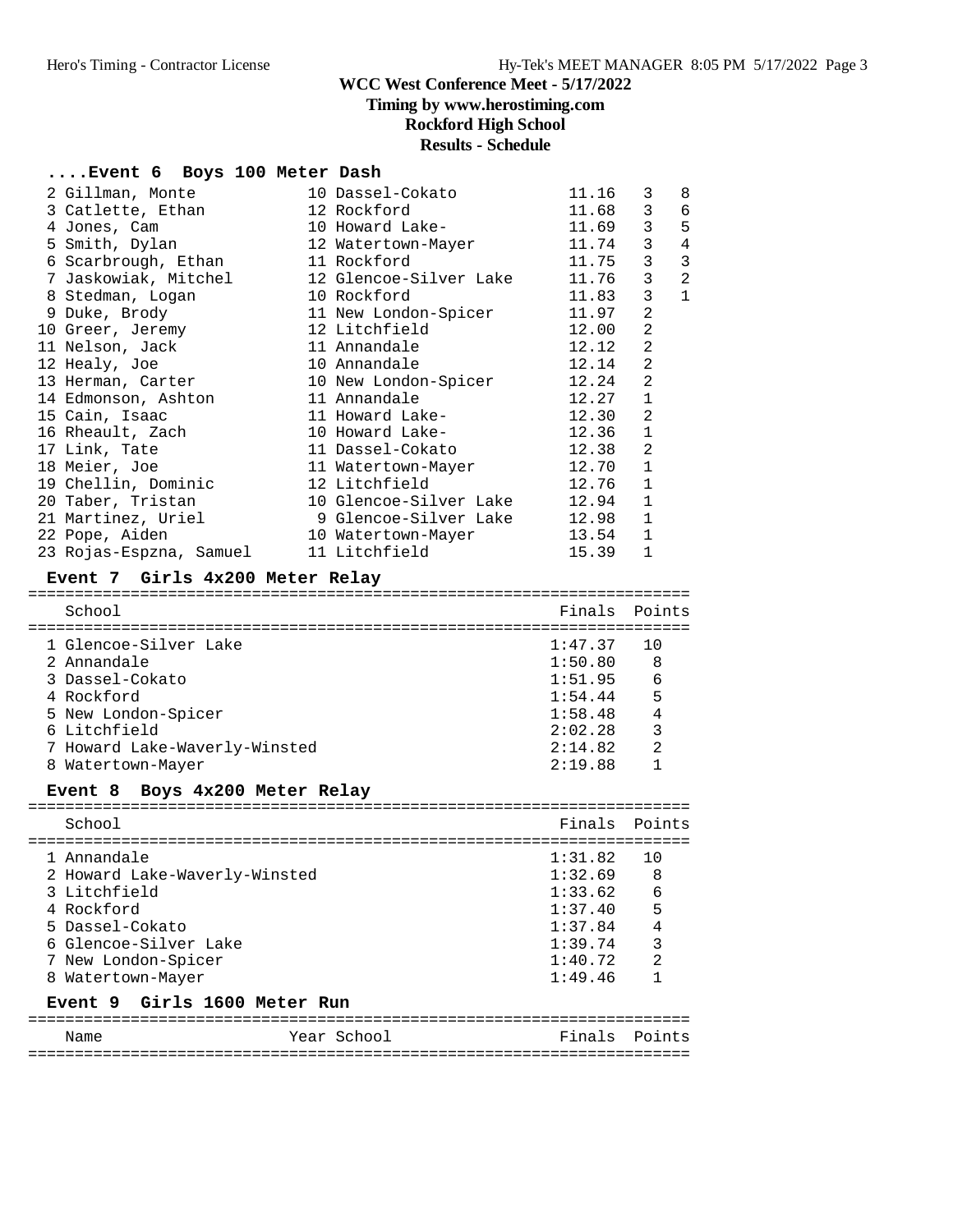## WCC West Conference Meet - 5/17/2022

**Timing by www.herostiming.com**

**Rockford High School**

**Results - Schedule**

### ....Event 6 Boys 100 Meter Dash

| Place | Name | Year | School | Finals | H# | Points |
|---|---|---|---|---|---|---|
| 2 | Gillman, Monte | 10 | Dassel-Cokato | 11.16 | 3 | 8 |
| 3 | Catlette, Ethan | 12 | Rockford | 11.68 | 3 | 6 |
| 4 | Jones, Cam | 10 | Howard Lake- | 11.69 | 3 | 5 |
| 5 | Smith, Dylan | 12 | Watertown-Mayer | 11.74 | 3 | 4 |
| 6 | Scarbrough, Ethan | 11 | Rockford | 11.75 | 3 | 3 |
| 7 | Jaskowiak, Mitchel | 12 | Glencoe-Silver Lake | 11.76 | 3 | 2 |
| 8 | Stedman, Logan | 10 | Rockford | 11.83 | 3 | 1 |
| 9 | Duke, Brody | 11 | New London-Spicer | 11.97 | 2 | |
| 10 | Greer, Jeremy | 12 | Litchfield | 12.00 | 2 | |
| 11 | Nelson, Jack | 11 | Annandale | 12.12 | 2 | |
| 12 | Healy, Joe | 10 | Annandale | 12.14 | 2 | |
| 13 | Herman, Carter | 10 | New London-Spicer | 12.24 | 2 | |
| 14 | Edmonson, Ashton | 11 | Annandale | 12.27 | 1 | |
| 15 | Cain, Isaac | 11 | Howard Lake- | 12.30 | 2 | |
| 16 | Rheault, Zach | 10 | Howard Lake- | 12.36 | 1 | |
| 17 | Link, Tate | 11 | Dassel-Cokato | 12.38 | 2 | |
| 18 | Meier, Joe | 11 | Watertown-Mayer | 12.70 | 1 | |
| 19 | Chellin, Dominic | 12 | Litchfield | 12.76 | 1 | |
| 20 | Taber, Tristan | 10 | Glencoe-Silver Lake | 12.94 | 1 | |
| 21 | Martinez, Uriel | 9 | Glencoe-Silver Lake | 12.98 | 1 | |
| 22 | Pope, Aiden | 10 | Watertown-Mayer | 13.54 | 1 | |
| 23 | Rojas-Espzna, Samuel | 11 | Litchfield | 15.39 | 1 | |

### Event 7 Girls 4x200 Meter Relay

| Place | School | Finals | Points |
|---|---|---|---|
| 1 | Glencoe-Silver Lake | 1:47.37 | 10 |
| 2 | Annandale | 1:50.80 | 8 |
| 3 | Dassel-Cokato | 1:51.95 | 6 |
| 4 | Rockford | 1:54.44 | 5 |
| 5 | New London-Spicer | 1:58.48 | 4 |
| 6 | Litchfield | 2:02.28 | 3 |
| 7 | Howard Lake-Waverly-Winsted | 2:14.82 | 2 |
| 8 | Watertown-Mayer | 2:19.88 | 1 |

### Event 8 Boys 4x200 Meter Relay

| Place | School | Finals | Points |
|---|---|---|---|
| 1 | Annandale | 1:31.82 | 10 |
| 2 | Howard Lake-Waverly-Winsted | 1:32.69 | 8 |
| 3 | Litchfield | 1:33.62 | 6 |
| 4 | Rockford | 1:37.40 | 5 |
| 5 | Dassel-Cokato | 1:37.84 | 4 |
| 6 | Glencoe-Silver Lake | 1:39.74 | 3 |
| 7 | New London-Spicer | 1:40.72 | 2 |
| 8 | Watertown-Mayer | 1:49.46 | 1 |

### Event 9 Girls 1600 Meter Run

| Name | Year | School | Finals | Points |
|---|---|---|---|---|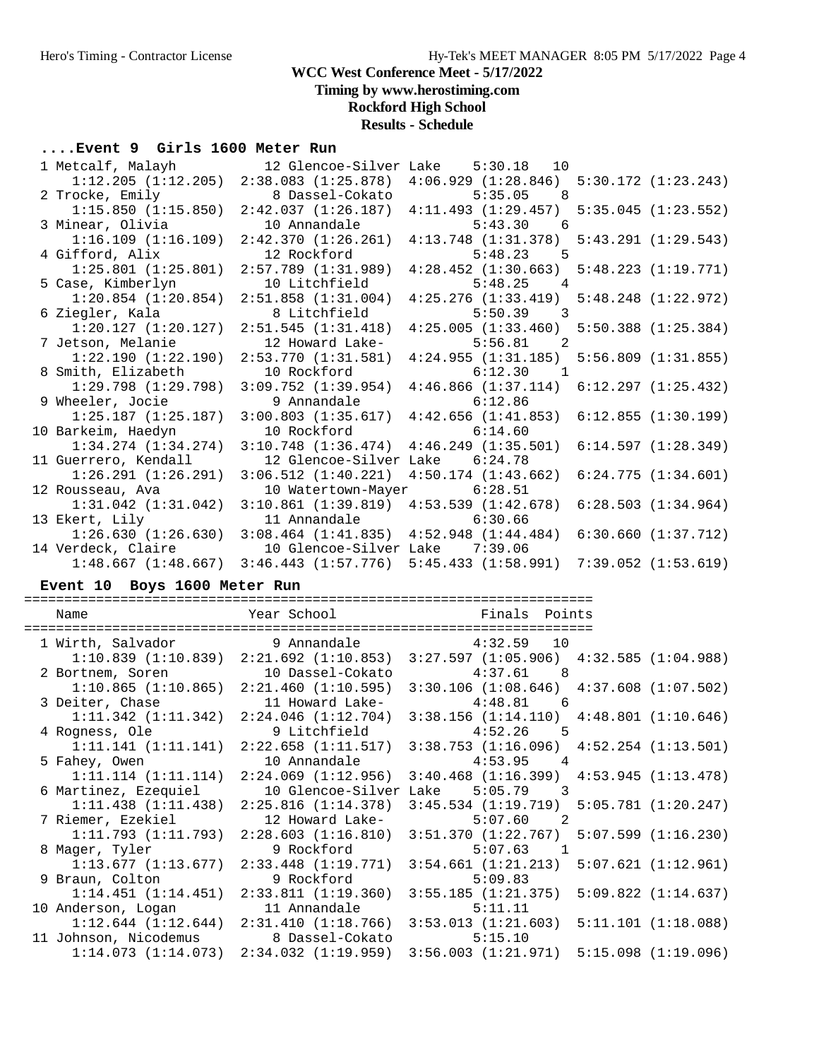# WCC West Conference Meet - 5/17/2022

**Timing by www.herostiming.com**

**Rockford High School**

**Results - Schedule**

### ....Event 9 Girls 1600 Meter Run

| Place | Name | Year | School | Finals | Points |
|---|---|---|---|---|---|
| 1 | Metcalf, Malayh | 12 | Glencoe-Silver Lake | 5:30.18 | 10 |
| | 1:12.205 (1:12.205) | 2:38.083 (1:25.878) | 4:06.929 (1:28.846) | 5:30.172 (1:23.243) | |
| 2 | Trocke, Emily | 8 | Dassel-Cokato | 5:35.05 | 8 |
| | 1:15.850 (1:15.850) | 2:42.037 (1:26.187) | 4:11.493 (1:29.457) | 5:35.045 (1:23.552) | |
| 3 | Minear, Olivia | 10 | Annandale | 5:43.30 | 6 |
| | 1:16.109 (1:16.109) | 2:42.370 (1:26.261) | 4:13.748 (1:31.378) | 5:43.291 (1:29.543) | |
| 4 | Gifford, Alix | 12 | Rockford | 5:48.23 | 5 |
| | 1:25.801 (1:25.801) | 2:57.789 (1:31.989) | 4:28.452 (1:30.663) | 5:48.223 (1:19.771) | |
| 5 | Case, Kimberlyn | 10 | Litchfield | 5:48.25 | 4 |
| | 1:20.854 (1:20.854) | 2:51.858 (1:31.004) | 4:25.276 (1:33.419) | 5:48.248 (1:22.972) | |
| 6 | Ziegler, Kala | 8 | Litchfield | 5:50.39 | 3 |
| | 1:20.127 (1:20.127) | 2:51.545 (1:31.418) | 4:25.005 (1:33.460) | 5:50.388 (1:25.384) | |
| 7 | Jetson, Melanie | 12 | Howard Lake- | 5:56.81 | 2 |
| | 1:22.190 (1:22.190) | 2:53.770 (1:31.581) | 4:24.955 (1:31.185) | 5:56.809 (1:31.855) | |
| 8 | Smith, Elizabeth | 10 | Rockford | 6:12.30 | 1 |
| | 1:29.798 (1:29.798) | 3:09.752 (1:39.954) | 4:46.866 (1:37.114) | 6:12.297 (1:25.432) | |
| 9 | Wheeler, Jocie | 9 | Annandale | 6:12.86 | |
| | 1:25.187 (1:25.187) | 3:00.803 (1:35.617) | 4:42.656 (1:41.853) | 6:12.855 (1:30.199) | |
| 10 | Barkeim, Haedyn | 10 | Rockford | 6:14.60 | |
| | 1:34.274 (1:34.274) | 3:10.748 (1:36.474) | 4:46.249 (1:35.501) | 6:14.597 (1:28.349) | |
| 11 | Guerrero, Kendall | 12 | Glencoe-Silver Lake | 6:24.78 | |
| | 1:26.291 (1:26.291) | 3:06.512 (1:40.221) | 4:50.174 (1:43.662) | 6:24.775 (1:34.601) | |
| 12 | Rousseau, Ava | 10 | Watertown-Mayer | 6:28.51 | |
| | 1:31.042 (1:31.042) | 3:10.861 (1:39.819) | 4:53.539 (1:42.678) | 6:28.503 (1:34.964) | |
| 13 | Ekert, Lily | 11 | Annandale | 6:30.66 | |
| | 1:26.630 (1:26.630) | 3:08.464 (1:41.835) | 4:52.948 (1:44.484) | 6:30.660 (1:37.712) | |
| 14 | Verdeck, Claire | 10 | Glencoe-Silver Lake | 7:39.06 | |
| | 1:48.667 (1:48.667) | 3:46.443 (1:57.776) | 5:45.433 (1:58.991) | 7:39.052 (1:53.619) | |

### Event 10 Boys 1600 Meter Run

| Place | Name | Year | School | Finals | Points |
|---|---|---|---|---|---|
| 1 | Wirth, Salvador | 9 | Annandale | 4:32.59 | 10 |
| | 1:10.839 (1:10.839) | 2:21.692 (1:10.853) | 3:27.597 (1:05.906) | 4:32.585 (1:04.988) | |
| 2 | Bortnem, Soren | 10 | Dassel-Cokato | 4:37.61 | 8 |
| | 1:10.865 (1:10.865) | 2:21.460 (1:10.595) | 3:30.106 (1:08.646) | 4:37.608 (1:07.502) | |
| 3 | Deiter, Chase | 11 | Howard Lake- | 4:48.81 | 6 |
| | 1:11.342 (1:11.342) | 2:24.046 (1:12.704) | 3:38.156 (1:14.110) | 4:48.801 (1:10.646) | |
| 4 | Rogness, Ole | 9 | Litchfield | 4:52.26 | 5 |
| | 1:11.141 (1:11.141) | 2:22.658 (1:11.517) | 3:38.753 (1:16.096) | 4:52.254 (1:13.501) | |
| 5 | Fahey, Owen | 10 | Annandale | 4:53.95 | 4 |
| | 1:11.114 (1:11.114) | 2:24.069 (1:12.956) | 3:40.468 (1:16.399) | 4:53.945 (1:13.478) | |
| 6 | Martinez, Ezequiel | 10 | Glencoe-Silver Lake | 5:05.79 | 3 |
| | 1:11.438 (1:11.438) | 2:25.816 (1:14.378) | 3:45.534 (1:19.719) | 5:05.781 (1:20.247) | |
| 7 | Riemer, Ezekiel | 12 | Howard Lake- | 5:07.60 | 2 |
| | 1:11.793 (1:11.793) | 2:28.603 (1:16.810) | 3:51.370 (1:22.767) | 5:07.599 (1:16.230) | |
| 8 | Mager, Tyler | 9 | Rockford | 5:07.63 | 1 |
| | 1:13.677 (1:13.677) | 2:33.448 (1:19.771) | 3:54.661 (1:21.213) | 5:07.621 (1:12.961) | |
| 9 | Braun, Colton | 9 | Rockford | 5:09.83 | |
| | 1:14.451 (1:14.451) | 2:33.811 (1:19.360) | 3:55.185 (1:21.375) | 5:09.822 (1:14.637) | |
| 10 | Anderson, Logan | 11 | Annandale | 5:11.11 | |
| | 1:12.644 (1:12.644) | 2:31.410 (1:18.766) | 3:53.013 (1:21.603) | 5:11.101 (1:18.088) | |
| 11 | Johnson, Nicodemus | 8 | Dassel-Cokato | 5:15.10 | |
| | 1:14.073 (1:14.073) | 2:34.032 (1:19.959) | 3:56.003 (1:21.971) | 5:15.098 (1:19.096) | |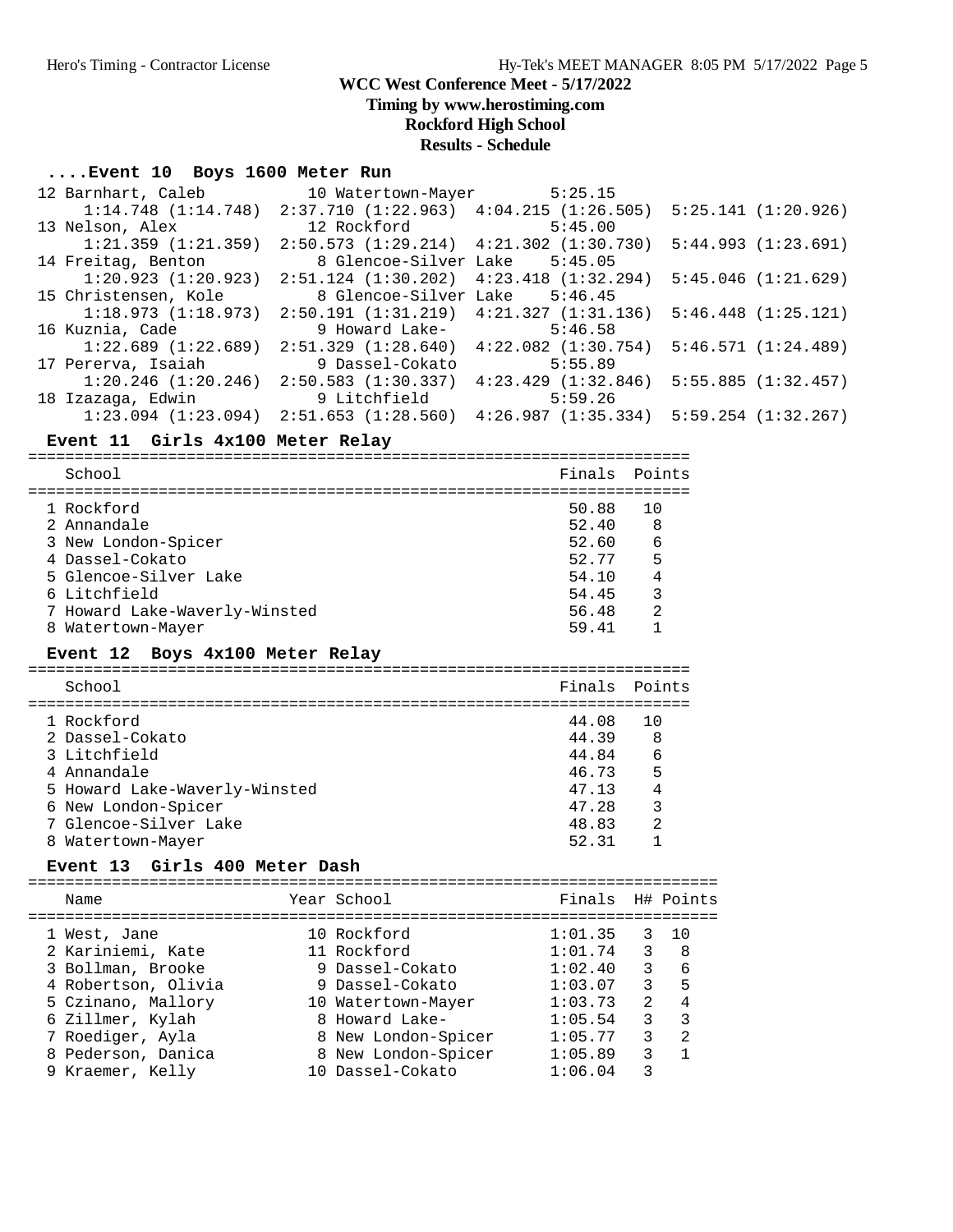# WCC West Conference Meet - 5/17/2022

**Timing by www.herostiming.com**

**Rockford High School**

**Results - Schedule**

## ....Event 10 Boys 1600 Meter Run

| Place | Name | Year | School | Finals |
|---|---|---|---|---|
| 12 | Barnhart, Caleb | 10 | Watertown-Mayer | 5:25.15 |
| | 1:14.748 (1:14.748) | 2:37.710 (1:22.963) | 4:04.215 (1:26.505) | 5:25.141 (1:20.926) |
| 13 | Nelson, Alex | 12 | Rockford | 5:45.00 |
| | 1:21.359 (1:21.359) | 2:50.573 (1:29.214) | 4:21.302 (1:30.730) | 5:44.993 (1:23.691) |
| 14 | Freitag, Benton | 8 | Glencoe-Silver Lake | 5:45.05 |
| | 1:20.923 (1:20.923) | 2:51.124 (1:30.202) | 4:23.418 (1:32.294) | 5:45.046 (1:21.629) |
| 15 | Christensen, Kole | 8 | Glencoe-Silver Lake | 5:46.45 |
| | 1:18.973 (1:18.973) | 2:50.191 (1:31.219) | 4:21.327 (1:31.136) | 5:46.448 (1:25.121) |
| 16 | Kuznia, Cade | 9 | Howard Lake- | 5:46.58 |
| | 1:22.689 (1:22.689) | 2:51.329 (1:28.640) | 4:22.082 (1:30.754) | 5:46.571 (1:24.489) |
| 17 | Pererva, Isaiah | 9 | Dassel-Cokato | 5:55.89 |
| | 1:20.246 (1:20.246) | 2:50.583 (1:30.337) | 4:23.429 (1:32.846) | 5:55.885 (1:32.457) |
| 18 | Izazaga, Edwin | 9 | Litchfield | 5:59.26 |
| | 1:23.094 (1:23.094) | 2:51.653 (1:28.560) | 4:26.987 (1:35.334) | 5:59.254 (1:32.267) |

## Event 11 Girls 4x100 Meter Relay

| Place | School | Finals | Points |
|---|---|---|---|
| 1 | Rockford | 50.88 | 10 |
| 2 | Annandale | 52.40 | 8 |
| 3 | New London-Spicer | 52.60 | 6 |
| 4 | Dassel-Cokato | 52.77 | 5 |
| 5 | Glencoe-Silver Lake | 54.10 | 4 |
| 6 | Litchfield | 54.45 | 3 |
| 7 | Howard Lake-Waverly-Winsted | 56.48 | 2 |
| 8 | Watertown-Mayer | 59.41 | 1 |

## Event 12 Boys 4x100 Meter Relay

| Place | School | Finals | Points |
|---|---|---|---|
| 1 | Rockford | 44.08 | 10 |
| 2 | Dassel-Cokato | 44.39 | 8 |
| 3 | Litchfield | 44.84 | 6 |
| 4 | Annandale | 46.73 | 5 |
| 5 | Howard Lake-Waverly-Winsted | 47.13 | 4 |
| 6 | New London-Spicer | 47.28 | 3 |
| 7 | Glencoe-Silver Lake | 48.83 | 2 |
| 8 | Watertown-Mayer | 52.31 | 1 |

## Event 13 Girls 400 Meter Dash

| Place | Name | Year | School | Finals | H# | Points |
|---|---|---|---|---|---|---|
| 1 | West, Jane | 10 | Rockford | 1:01.35 | 3 | 10 |
| 2 | Kariniemi, Kate | 11 | Rockford | 1:01.74 | 3 | 8 |
| 3 | Bollman, Brooke | 9 | Dassel-Cokato | 1:02.40 | 3 | 6 |
| 4 | Robertson, Olivia | 9 | Dassel-Cokato | 1:03.07 | 3 | 5 |
| 5 | Czinano, Mallory | 10 | Watertown-Mayer | 1:03.73 | 2 | 4 |
| 6 | Zillmer, Kylah | 8 | Howard Lake- | 1:05.54 | 3 | 3 |
| 7 | Roediger, Ayla | 8 | New London-Spicer | 1:05.77 | 3 | 2 |
| 8 | Pederson, Danica | 8 | New London-Spicer | 1:05.89 | 3 | 1 |
| 9 | Kraemer, Kelly | 10 | Dassel-Cokato | 1:06.04 | 3 | |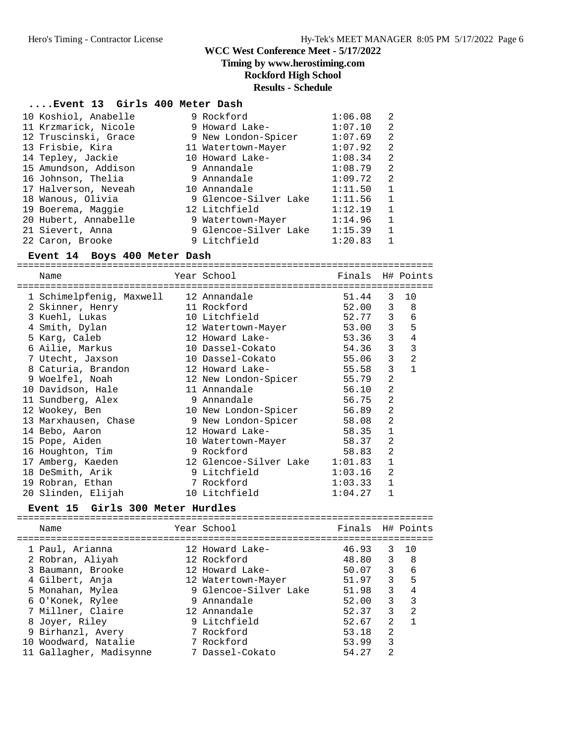# WCC West Conference Meet - 5/17/2022

**Timing by www.herostiming.com**

**Rockford High School**

**Results - Schedule**

### ....Event 13 Girls 400 Meter Dash

| | Name | Year | School | Finals | H# | Points |
|---|---|---|---|---|---|---|
| 10 | Koshiol, Anabelle | 9 | Rockford | 1:06.08 | 2 | |
| 11 | Krzmarick, Nicole | 9 | Howard Lake- | 1:07.10 | 2 | |
| 12 | Truscinski, Grace | 9 | New London-Spicer | 1:07.69 | 2 | |
| 13 | Frisbie, Kira | 11 | Watertown-Mayer | 1:07.92 | 2 | |
| 14 | Tepley, Jackie | 10 | Howard Lake- | 1:08.34 | 2 | |
| 15 | Amundson, Addison | 9 | Annandale | 1:08.79 | 2 | |
| 16 | Johnson, Thelia | 9 | Annandale | 1:09.72 | 2 | |
| 17 | Halverson, Neveah | 10 | Annandale | 1:11.50 | 1 | |
| 18 | Wanous, Olivia | 9 | Glencoe-Silver Lake | 1:11.56 | 1 | |
| 19 | Boerema, Maggie | 12 | Litchfield | 1:12.19 | 1 | |
| 20 | Hubert, Annabelle | 9 | Watertown-Mayer | 1:14.96 | 1 | |
| 21 | Sievert, Anna | 9 | Glencoe-Silver Lake | 1:15.39 | 1 | |
| 22 | Caron, Brooke | 9 | Litchfield | 1:20.83 | 1 | |

### Event 14 Boys 400 Meter Dash

| | Name | Year | School | Finals | H# | Points |
|---|---|---|---|---|---|---|
| 1 | Schimelpfenig, Maxwell | 12 | Annandale | 51.44 | 3 | 10 |
| 2 | Skinner, Henry | 11 | Rockford | 52.00 | 3 | 8 |
| 3 | Kuehl, Lukas | 10 | Litchfield | 52.77 | 3 | 6 |
| 4 | Smith, Dylan | 12 | Watertown-Mayer | 53.00 | 3 | 5 |
| 5 | Karg, Caleb | 12 | Howard Lake- | 53.36 | 3 | 4 |
| 6 | Ailie, Markus | 10 | Dassel-Cokato | 54.36 | 3 | 3 |
| 7 | Utecht, Jaxson | 10 | Dassel-Cokato | 55.06 | 3 | 2 |
| 8 | Caturia, Brandon | 12 | Howard Lake- | 55.58 | 3 | 1 |
| 9 | Woelfel, Noah | 12 | New London-Spicer | 55.79 | 2 | |
| 10 | Davidson, Hale | 11 | Annandale | 56.10 | 2 | |
| 11 | Sundberg, Alex | 9 | Annandale | 56.75 | 2 | |
| 12 | Wookey, Ben | 10 | New London-Spicer | 56.89 | 2 | |
| 13 | Marxhausen, Chase | 9 | New London-Spicer | 58.08 | 2 | |
| 14 | Bebo, Aaron | 12 | Howard Lake- | 58.35 | 1 | |
| 15 | Pope, Aiden | 10 | Watertown-Mayer | 58.37 | 2 | |
| 16 | Houghton, Tim | 9 | Rockford | 58.83 | 2 | |
| 17 | Amberg, Kaeden | 12 | Glencoe-Silver Lake | 1:01.83 | 1 | |
| 18 | DeSmith, Arik | 9 | Litchfield | 1:03.16 | 2 | |
| 19 | Robran, Ethan | 7 | Rockford | 1:03.33 | 1 | |
| 20 | Slinden, Elijah | 10 | Litchfield | 1:04.27 | 1 | |

### Event 15 Girls 300 Meter Hurdles

| | Name | Year | School | Finals | H# | Points |
|---|---|---|---|---|---|---|
| 1 | Paul, Arianna | 12 | Howard Lake- | 46.93 | 3 | 10 |
| 2 | Robran, Aliyah | 12 | Rockford | 48.80 | 3 | 8 |
| 3 | Baumann, Brooke | 12 | Howard Lake- | 50.07 | 3 | 6 |
| 4 | Gilbert, Anja | 12 | Watertown-Mayer | 51.97 | 3 | 5 |
| 5 | Monahan, Mylea | 9 | Glencoe-Silver Lake | 51.98 | 3 | 4 |
| 6 | O'Konek, Rylee | 9 | Annandale | 52.00 | 3 | 3 |
| 7 | Millner, Claire | 12 | Annandale | 52.37 | 3 | 2 |
| 8 | Joyer, Riley | 9 | Litchfield | 52.67 | 2 | 1 |
| 9 | Birhanzl, Avery | 7 | Rockford | 53.18 | 2 | |
| 10 | Woodward, Natalie | 7 | Rockford | 53.99 | 3 | |
| 11 | Gallagher, Madisynne | 7 | Dassel-Cokato | 54.27 | 2 | |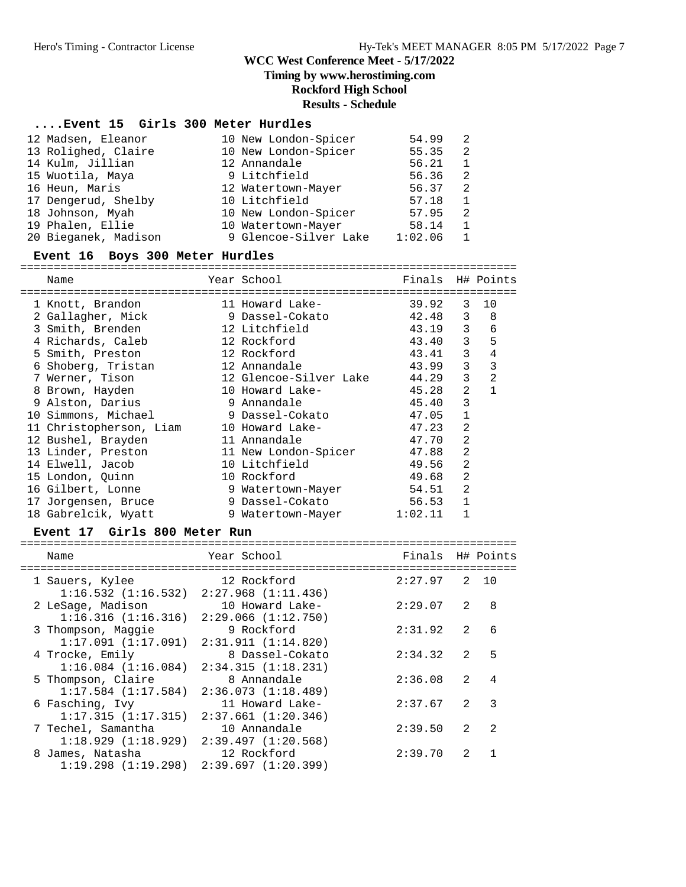# WCC West Conference Meet - 5/17/2022

**Timing by www.herostiming.com**

**Rockford High School**

**Results - Schedule**

### ....Event 15 Girls 300 Meter Hurdles

| Place | Name | Year | School | Finals | H# | Points |
|---|---|---|---|---|---|---|
| 12 | Madsen, Eleanor | 10 | New London-Spicer | 54.99 | 2 | |
| 13 | Rolighed, Claire | 10 | New London-Spicer | 55.35 | 2 | |
| 14 | Kulm, Jillian | 12 | Annandale | 56.21 | 1 | |
| 15 | Wuotila, Maya | 9 | Litchfield | 56.36 | 2 | |
| 16 | Heun, Maris | 12 | Watertown-Mayer | 56.37 | 2 | |
| 17 | Dengerud, Shelby | 10 | Litchfield | 57.18 | 1 | |
| 18 | Johnson, Myah | 10 | New London-Spicer | 57.95 | 2 | |
| 19 | Phalen, Ellie | 10 | Watertown-Mayer | 58.14 | 1 | |
| 20 | Bieganek, Madison | 9 | Glencoe-Silver Lake | 1:02.06 | 1 | |

### Event 16 Boys 300 Meter Hurdles

| Place | Name | Year | School | Finals | H# | Points |
|---|---|---|---|---|---|---|
| 1 | Knott, Brandon | 11 | Howard Lake- | 39.92 | 3 | 10 |
| 2 | Gallagher, Mick | 9 | Dassel-Cokato | 42.48 | 3 | 8 |
| 3 | Smith, Brenden | 12 | Litchfield | 43.19 | 3 | 6 |
| 4 | Richards, Caleb | 12 | Rockford | 43.40 | 3 | 5 |
| 5 | Smith, Preston | 12 | Rockford | 43.41 | 3 | 4 |
| 6 | Shoberg, Tristan | 12 | Annandale | 43.99 | 3 | 3 |
| 7 | Werner, Tison | 12 | Glencoe-Silver Lake | 44.29 | 3 | 2 |
| 8 | Brown, Hayden | 10 | Howard Lake- | 45.28 | 2 | 1 |
| 9 | Alston, Darius | 9 | Annandale | 45.40 | 3 | |
| 10 | Simmons, Michael | 9 | Dassel-Cokato | 47.05 | 1 | |
| 11 | Christopherson, Liam | 10 | Howard Lake- | 47.23 | 2 | |
| 12 | Bushel, Brayden | 11 | Annandale | 47.70 | 2 | |
| 13 | Linder, Preston | 11 | New London-Spicer | 47.88 | 2 | |
| 14 | Elwell, Jacob | 10 | Litchfield | 49.56 | 2 | |
| 15 | London, Quinn | 10 | Rockford | 49.68 | 2 | |
| 16 | Gilbert, Lonne | 9 | Watertown-Mayer | 54.51 | 2 | |
| 17 | Jorgensen, Bruce | 9 | Dassel-Cokato | 56.53 | 1 | |
| 18 | Gabrelcik, Wyatt | 9 | Watertown-Mayer | 1:02.11 | 1 | |

### Event 17 Girls 800 Meter Run

| Place | Name | Year | School | Finals | H# | Points |
|---|---|---|---|---|---|---|
| 1 | Sauers, Kylee | 12 | Rockford | 2:27.97 | 2 | 10 |
| | 1:16.532 (1:16.532) 2:27.968 (1:11.436) | | | | | |
| 2 | LeSage, Madison | 10 | Howard Lake- | 2:29.07 | 2 | 8 |
| | 1:16.316 (1:16.316) 2:29.066 (1:12.750) | | | | | |
| 3 | Thompson, Maggie | 9 | Rockford | 2:31.92 | 2 | 6 |
| | 1:17.091 (1:17.091) 2:31.911 (1:14.820) | | | | | |
| 4 | Trocke, Emily | 8 | Dassel-Cokato | 2:34.32 | 2 | 5 |
| | 1:16.084 (1:16.084) 2:34.315 (1:18.231) | | | | | |
| 5 | Thompson, Claire | 8 | Annandale | 2:36.08 | 2 | 4 |
| | 1:17.584 (1:17.584) 2:36.073 (1:18.489) | | | | | |
| 6 | Fasching, Ivy | 11 | Howard Lake- | 2:37.67 | 2 | 3 |
| | 1:17.315 (1:17.315) 2:37.661 (1:20.346) | | | | | |
| 7 | Techel, Samantha | 10 | Annandale | 2:39.50 | 2 | 2 |
| | 1:18.929 (1:18.929) 2:39.497 (1:20.568) | | | | | |
| 8 | James, Natasha | 12 | Rockford | 2:39.70 | 2 | 1 |
| | 1:19.298 (1:19.298) 2:39.697 (1:20.399) | | | | | |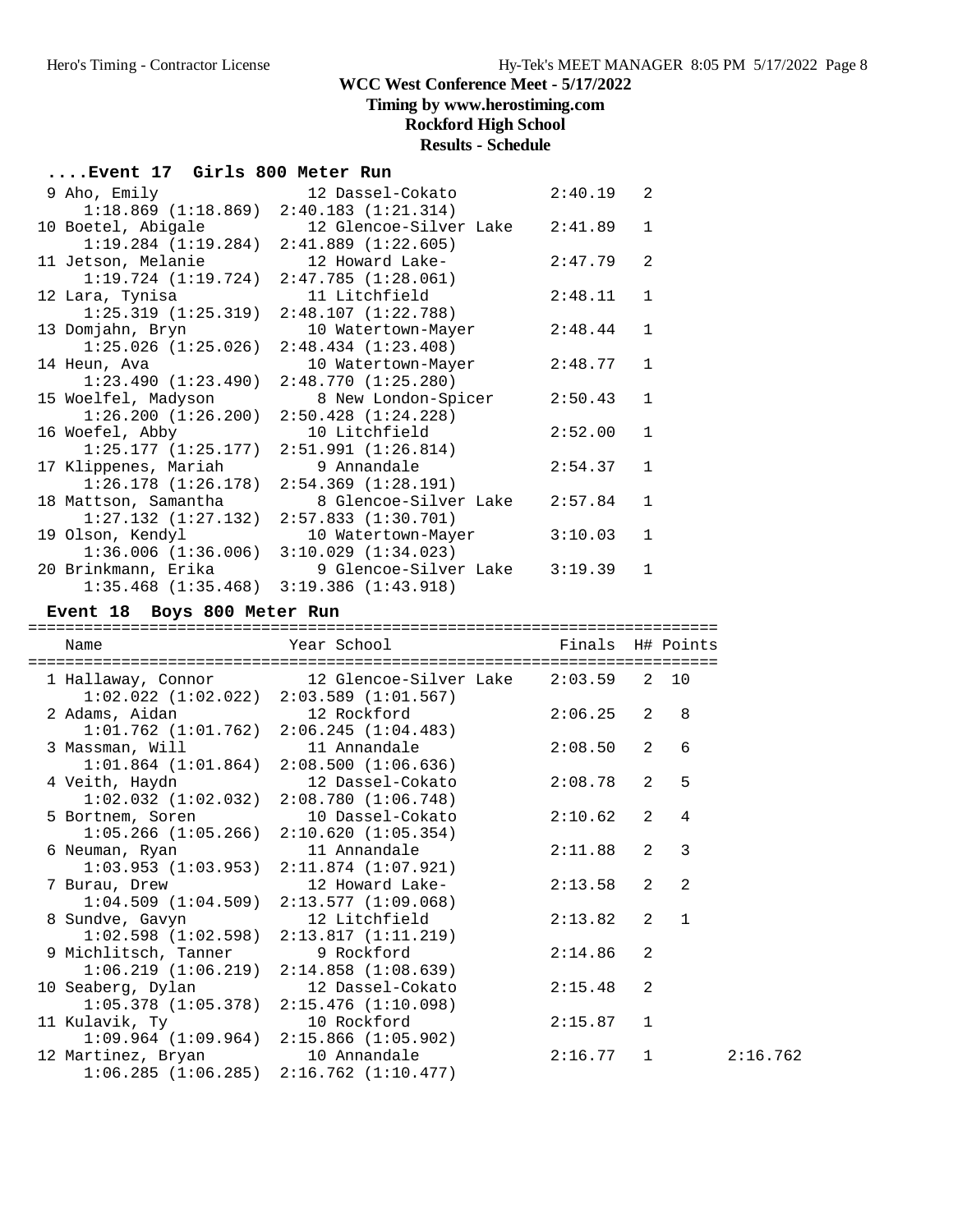## WCC West Conference Meet - 5/17/2022

**Timing by www.herostiming.com**

**Rockford High School**

**Results - Schedule**

### ....Event 17 Girls 800 Meter Run

| Place | Name | Year | School | Finals | H# | Points |
|---|---|---|---|---|---|---|
| 9 | Aho, Emily | 12 | Dassel-Cokato | 2:40.19 | 2 | |
| | 1:18.869 (1:18.869) 2:40.183 (1:21.314) | | | | | |
| 10 | Boetel, Abigale | 12 | Glencoe-Silver Lake | 2:41.89 | 1 | |
| | 1:19.284 (1:19.284) 2:41.889 (1:22.605) | | | | | |
| 11 | Jetson, Melanie | 12 | Howard Lake- | 2:47.79 | 2 | |
| | 1:19.724 (1:19.724) 2:47.785 (1:28.061) | | | | | |
| 12 | Lara, Tynisa | 11 | Litchfield | 2:48.11 | 1 | |
| | 1:25.319 (1:25.319) 2:48.107 (1:22.788) | | | | | |
| 13 | Domjahn, Bryn | 10 | Watertown-Mayer | 2:48.44 | 1 | |
| | 1:25.026 (1:25.026) 2:48.434 (1:23.408) | | | | | |
| 14 | Heun, Ava | 10 | Watertown-Mayer | 2:48.77 | 1 | |
| | 1:23.490 (1:23.490) 2:48.770 (1:25.280) | | | | | |
| 15 | Woelfel, Madyson | 8 | New London-Spicer | 2:50.43 | 1 | |
| | 1:26.200 (1:26.200) 2:50.428 (1:24.228) | | | | | |
| 16 | Woefel, Abby | 10 | Litchfield | 2:52.00 | 1 | |
| | 1:25.177 (1:25.177) 2:51.991 (1:26.814) | | | | | |
| 17 | Klippenes, Mariah | 9 | Annandale | 2:54.37 | 1 | |
| | 1:26.178 (1:26.178) 2:54.369 (1:28.191) | | | | | |
| 18 | Mattson, Samantha | 8 | Glencoe-Silver Lake | 2:57.84 | 1 | |
| | 1:27.132 (1:27.132) 2:57.833 (1:30.701) | | | | | |
| 19 | Olson, Kendyl | 10 | Watertown-Mayer | 3:10.03 | 1 | |
| | 1:36.006 (1:36.006) 3:10.029 (1:34.023) | | | | | |
| 20 | Brinkmann, Erika | 9 | Glencoe-Silver Lake | 3:19.39 | 1 | |
| | 1:35.468 (1:35.468) 3:19.386 (1:43.918) | | | | | |

### Event 18 Boys 800 Meter Run

| Place | Name | Year | School | Finals | H# | Points |
|---|---|---|---|---|---|---|
| 1 | Hallaway, Connor | 12 | Glencoe-Silver Lake | 2:03.59 | 2 | 10 |
| | 1:02.022 (1:02.022) 2:03.589 (1:01.567) | | | | | |
| 2 | Adams, Aidan | 12 | Rockford | 2:06.25 | 2 | 8 |
| | 1:01.762 (1:01.762) 2:06.245 (1:04.483) | | | | | |
| 3 | Massman, Will | 11 | Annandale | 2:08.50 | 2 | 6 |
| | 1:01.864 (1:01.864) 2:08.500 (1:06.636) | | | | | |
| 4 | Veith, Haydn | 12 | Dassel-Cokato | 2:08.78 | 2 | 5 |
| | 1:02.032 (1:02.032) 2:08.780 (1:06.748) | | | | | |
| 5 | Bortnem, Soren | 10 | Dassel-Cokato | 2:10.62 | 2 | 4 |
| | 1:05.266 (1:05.266) 2:10.620 (1:05.354) | | | | | |
| 6 | Neuman, Ryan | 11 | Annandale | 2:11.88 | 2 | 3 |
| | 1:03.953 (1:03.953) 2:11.874 (1:07.921) | | | | | |
| 7 | Burau, Drew | 12 | Howard Lake- | 2:13.58 | 2 | 2 |
| | 1:04.509 (1:04.509) 2:13.577 (1:09.068) | | | | | |
| 8 | Sundve, Gavyn | 12 | Litchfield | 2:13.82 | 2 | 1 |
| | 1:02.598 (1:02.598) 2:13.817 (1:11.219) | | | | | |
| 9 | Michlitsch, Tanner | 9 | Rockford | 2:14.86 | 2 | |
| | 1:06.219 (1:06.219) 2:14.858 (1:08.639) | | | | | |
| 10 | Seaberg, Dylan | 12 | Dassel-Cokato | 2:15.48 | 2 | |
| | 1:05.378 (1:05.378) 2:15.476 (1:10.098) | | | | | |
| 11 | Kulavik, Ty | 10 | Rockford | 2:15.87 | 1 | |
| | 1:09.964 (1:09.964) 2:15.866 (1:05.902) | | | | | |
| 12 | Martinez, Bryan | 10 | Annandale | 2:16.77 | 1 | 2:16.762 |
| | 1:06.285 (1:06.285) 2:16.762 (1:10.477) | | | | | |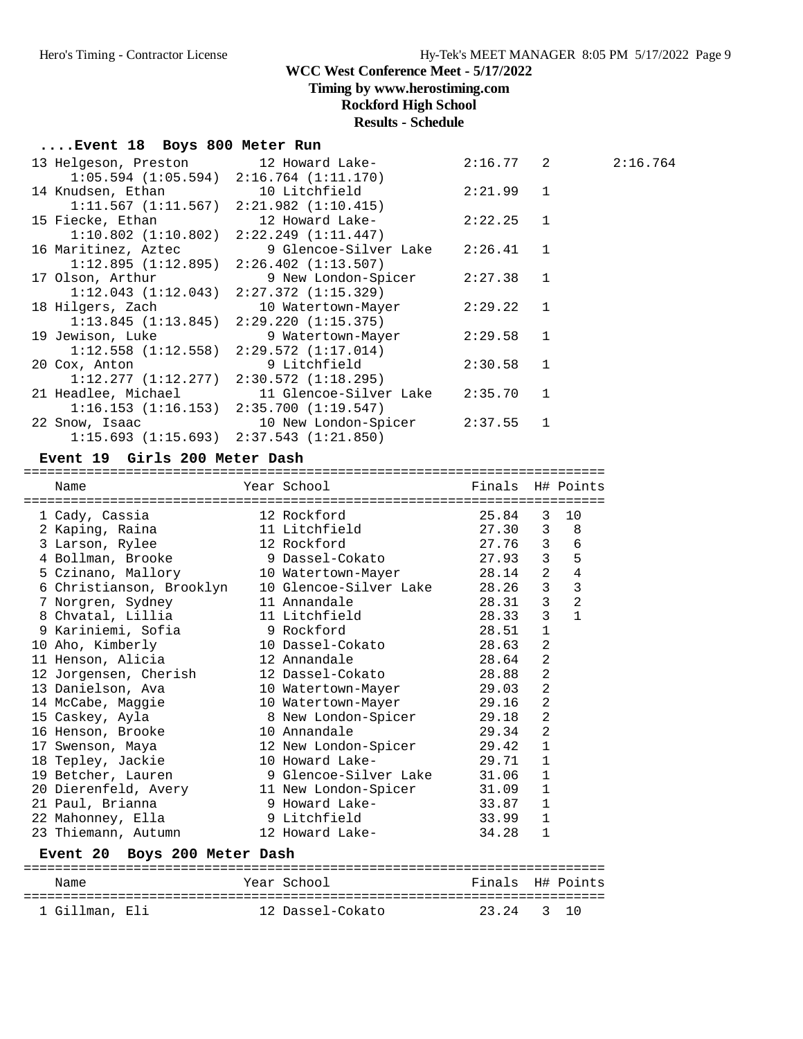## ....Event 18 Boys 800 Meter Run

| Place | Name | Year | School | Finals | H# | |
|---|---|---|---|---|---|---|
| 13 | Helgeson, Preston | 12 | Howard Lake- | 2:16.77 | 2 | 2:16.764 |
| | 1:05.594 (1:05.594) 2:16.764 (1:11.170) | | | | | |
| 14 | Knudsen, Ethan | 10 | Litchfield | 2:21.99 | 1 | |
| | 1:11.567 (1:11.567) 2:21.982 (1:10.415) | | | | | |
| 15 | Fiecke, Ethan | 12 | Howard Lake- | 2:22.25 | 1 | |
| | 1:10.802 (1:10.802) 2:22.249 (1:11.447) | | | | | |
| 16 | Maritinez, Aztec | 9 | Glencoe-Silver Lake | 2:26.41 | 1 | |
| | 1:12.895 (1:12.895) 2:26.402 (1:13.507) | | | | | |
| 17 | Olson, Arthur | 9 | New London-Spicer | 2:27.38 | 1 | |
| | 1:12.043 (1:12.043) 2:27.372 (1:15.329) | | | | | |
| 18 | Hilgers, Zach | 10 | Watertown-Mayer | 2:29.22 | 1 | |
| | 1:13.845 (1:13.845) 2:29.220 (1:15.375) | | | | | |
| 19 | Jewison, Luke | 9 | Watertown-Mayer | 2:29.58 | 1 | |
| | 1:12.558 (1:12.558) 2:29.572 (1:17.014) | | | | | |
| 20 | Cox, Anton | 9 | Litchfield | 2:30.58 | 1 | |
| | 1:12.277 (1:12.277) 2:30.572 (1:18.295) | | | | | |
| 21 | Headlee, Michael | 11 | Glencoe-Silver Lake | 2:35.70 | 1 | |
| | 1:16.153 (1:16.153) 2:35.700 (1:19.547) | | | | | |
| 22 | Snow, Isaac | 10 | New London-Spicer | 2:37.55 | 1 | |
| | 1:15.693 (1:15.693) 2:37.543 (1:21.850) | | | | | |

## Event 19 Girls 200 Meter Dash

| Place | Name | Year | School | Finals | H# | Points |
|---|---|---|---|---|---|---|
| 1 | Cady, Cassia | 12 | Rockford | 25.84 | 3 | 10 |
| 2 | Kaping, Raina | 11 | Litchfield | 27.30 | 3 | 8 |
| 3 | Larson, Rylee | 12 | Rockford | 27.76 | 3 | 6 |
| 4 | Bollman, Brooke | 9 | Dassel-Cokato | 27.93 | 3 | 5 |
| 5 | Czinano, Mallory | 10 | Watertown-Mayer | 28.14 | 2 | 4 |
| 6 | Christianson, Brooklyn | 10 | Glencoe-Silver Lake | 28.26 | 3 | 3 |
| 7 | Norgren, Sydney | 11 | Annandale | 28.31 | 3 | 2 |
| 8 | Chvatal, Lillia | 11 | Litchfield | 28.33 | 3 | 1 |
| 9 | Kariniemi, Sofia | 9 | Rockford | 28.51 | 1 | |
| 10 | Aho, Kimberly | 10 | Dassel-Cokato | 28.63 | 2 | |
| 11 | Henson, Alicia | 12 | Annandale | 28.64 | 2 | |
| 12 | Jorgensen, Cherish | 12 | Dassel-Cokato | 28.88 | 2 | |
| 13 | Danielson, Ava | 10 | Watertown-Mayer | 29.03 | 2 | |
| 14 | McCabe, Maggie | 10 | Watertown-Mayer | 29.16 | 2 | |
| 15 | Caskey, Ayla | 8 | New London-Spicer | 29.18 | 2 | |
| 16 | Henson, Brooke | 10 | Annandale | 29.34 | 2 | |
| 17 | Swenson, Maya | 12 | New London-Spicer | 29.42 | 1 | |
| 18 | Tepley, Jackie | 10 | Howard Lake- | 29.71 | 1 | |
| 19 | Betcher, Lauren | 9 | Glencoe-Silver Lake | 31.06 | 1 | |
| 20 | Dierenfeld, Avery | 11 | New London-Spicer | 31.09 | 1 | |
| 21 | Paul, Brianna | 9 | Howard Lake- | 33.87 | 1 | |
| 22 | Mahonney, Ella | 9 | Litchfield | 33.99 | 1 | |
| 23 | Thiemann, Autumn | 12 | Howard Lake- | 34.28 | 1 | |

## Event 20 Boys 200 Meter Dash

| Place | Name | Year | School | Finals | H# | Points |
|---|---|---|---|---|---|---|
| 1 | Gillman, Eli | 12 | Dassel-Cokato | 23.24 | 3 | 10 |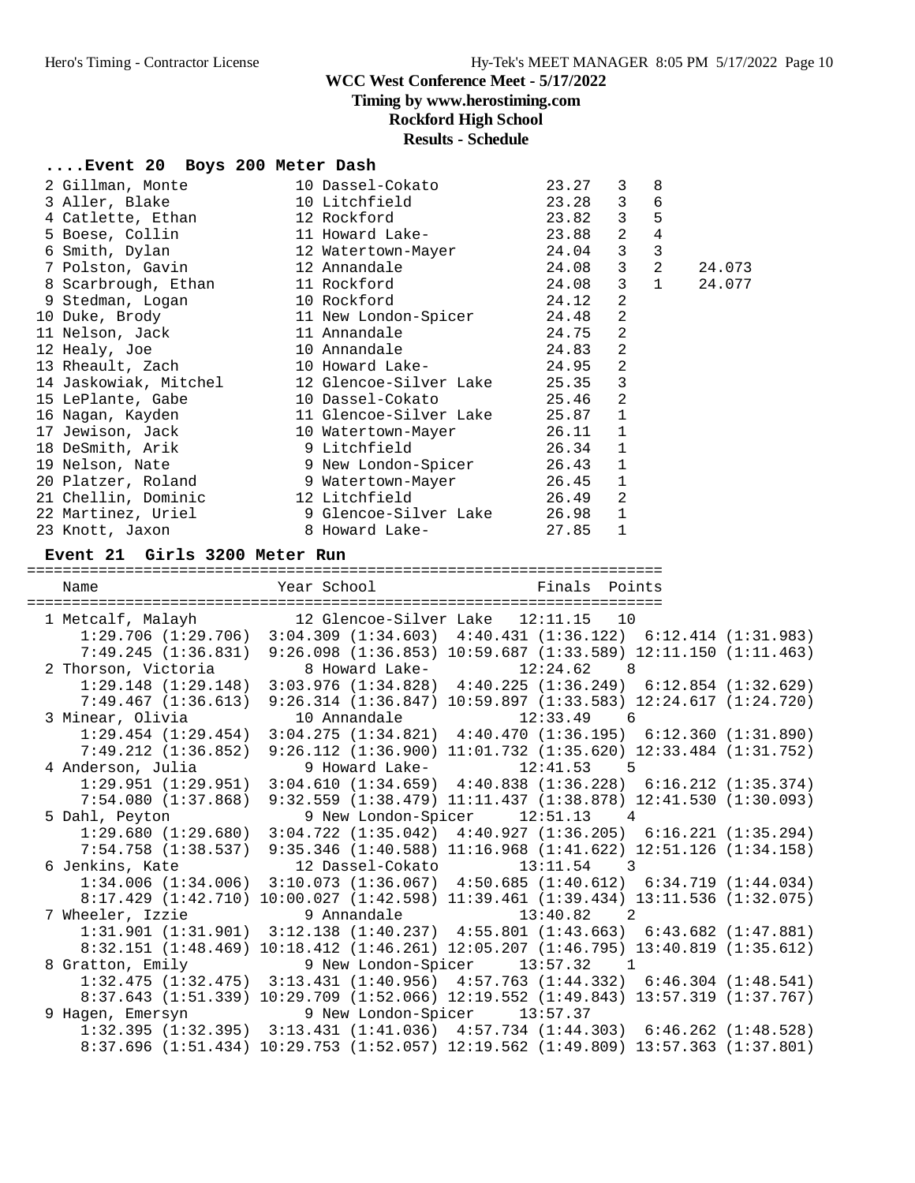WCC West Conference Meet - 5/17/2022

Timing by www.herostiming.com

Rockford High School

Results - Schedule

### ....Event 20 Boys 200 Meter Dash

| Place | Name | Year | School | Finals | H# | Points | |
|---|---|---|---|---|---|---|---|
| 2 | Gillman, Monte | 10 | Dassel-Cokato | 23.27 | 3 | 8 | |
| 3 | Aller, Blake | 10 | Litchfield | 23.28 | 3 | 6 | |
| 4 | Catlette, Ethan | 12 | Rockford | 23.82 | 3 | 5 | |
| 5 | Boese, Collin | 11 | Howard Lake- | 23.88 | 2 | 4 | |
| 6 | Smith, Dylan | 12 | Watertown-Mayer | 24.04 | 3 | 3 | |
| 7 | Polston, Gavin | 12 | Annandale | 24.08 | 3 | 2 | 24.073 |
| 8 | Scarbrough, Ethan | 11 | Rockford | 24.08 | 3 | 1 | 24.077 |
| 9 | Stedman, Logan | 10 | Rockford | 24.12 | 2 | | |
| 10 | Duke, Brody | 11 | New London-Spicer | 24.48 | 2 | | |
| 11 | Nelson, Jack | 11 | Annandale | 24.75 | 2 | | |
| 12 | Healy, Joe | 10 | Annandale | 24.83 | 2 | | |
| 13 | Rheault, Zach | 10 | Howard Lake- | 24.95 | 2 | | |
| 14 | Jaskowiak, Mitchel | 12 | Glencoe-Silver Lake | 25.35 | 3 | | |
| 15 | LePlante, Gabe | 10 | Dassel-Cokato | 25.46 | 2 | | |
| 16 | Nagan, Kayden | 11 | Glencoe-Silver Lake | 25.87 | 1 | | |
| 17 | Jewison, Jack | 10 | Watertown-Mayer | 26.11 | 1 | | |
| 18 | DeSmith, Arik | 9 | Litchfield | 26.34 | 1 | | |
| 19 | Nelson, Nate | 9 | New London-Spicer | 26.43 | 1 | | |
| 20 | Platzer, Roland | 9 | Watertown-Mayer | 26.45 | 1 | | |
| 21 | Chellin, Dominic | 12 | Litchfield | 26.49 | 2 | | |
| 22 | Martinez, Uriel | 9 | Glencoe-Silver Lake | 26.98 | 1 | | |
| 23 | Knott, Jaxon | 8 | Howard Lake- | 27.85 | 1 | | |

### Event 21 Girls 3200 Meter Run

```
=======================================================================
   Name                    Year School                 Finals  Points
=======================================================================
  1 Metcalf, Malayh         12 Glencoe-Silver Lake   12:11.15   10
     1:29.706 (1:29.706)  3:04.309 (1:34.603)  4:40.431 (1:36.122)  6:12.414 (1:31.983)
     7:49.245 (1:36.831)  9:26.098 (1:36.853) 10:59.687 (1:33.589) 12:11.150 (1:11.463)
  2 Thorson, Victoria        8 Howard Lake-          12:24.62    8
     1:29.148 (1:29.148)  3:03.976 (1:34.828)  4:40.225 (1:36.249)  6:12.854 (1:32.629)
     7:49.467 (1:36.613)  9:26.314 (1:36.847) 10:59.897 (1:33.583) 12:24.617 (1:24.720)
  3 Minear, Olivia          10 Annandale             12:33.49    6
     1:29.454 (1:29.454)  3:04.275 (1:34.821)  4:40.470 (1:36.195)  6:12.360 (1:31.890)
     7:49.212 (1:36.852)  9:26.112 (1:36.900) 11:01.732 (1:35.620) 12:33.484 (1:31.752)
  4 Anderson, Julia          9 Howard Lake-          12:41.53    5
     1:29.951 (1:29.951)  3:04.610 (1:34.659)  4:40.838 (1:36.228)  6:16.212 (1:35.374)
     7:54.080 (1:37.868)  9:32.559 (1:38.479) 11:11.437 (1:38.878) 12:41.530 (1:30.093)
  5 Dahl, Peyton             9 New London-Spicer     12:51.13    4
     1:29.680 (1:29.680)  3:04.722 (1:35.042)  4:40.927 (1:36.205)  6:16.221 (1:35.294)
     7:54.758 (1:38.537)  9:35.346 (1:40.588) 11:16.968 (1:41.622) 12:51.126 (1:34.158)
  6 Jenkins, Kate           12 Dassel-Cokato         13:11.54    3
     1:34.006 (1:34.006)  3:10.073 (1:36.067)  4:50.685 (1:40.612)  6:34.719 (1:44.034)
     8:17.429 (1:42.710) 10:00.027 (1:42.598) 11:39.461 (1:39.434) 13:11.536 (1:32.075)
  7 Wheeler, Izzie           9 Annandale             13:40.82    2
     1:31.901 (1:31.901)  3:12.138 (1:40.237)  4:55.801 (1:43.663)  6:43.682 (1:47.881)
     8:32.151 (1:48.469) 10:18.412 (1:46.261) 12:05.207 (1:46.795) 13:40.819 (1:35.612)
  8 Gratton, Emily           9 New London-Spicer     13:57.32    1
     1:32.475 (1:32.475)  3:13.431 (1:40.956)  4:57.763 (1:44.332)  6:46.304 (1:48.541)
     8:37.643 (1:51.339) 10:29.709 (1:52.066) 12:19.552 (1:49.843) 13:57.319 (1:37.767)
  9 Hagen, Emersyn           9 New London-Spicer     13:57.37
     1:32.395 (1:32.395)  3:13.431 (1:41.036)  4:57.734 (1:44.303)  6:46.262 (1:48.528)
     8:37.696 (1:51.434) 10:29.753 (1:52.057) 12:19.562 (1:49.809) 13:57.363 (1:37.801)
```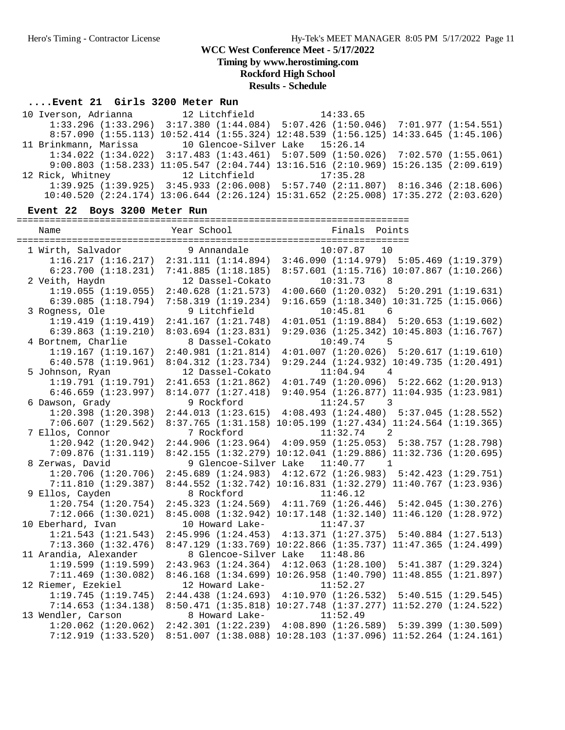**WCC West Conference Meet - 5/17/2022**
**Timing by www.herostiming.com**
**Rockford High School**
**Results - Schedule**

### ....Event 21 Girls 3200 Meter Run

```
 10 Iverson, Adrianna         12 Litchfield            14:33.65
      1:33.296 (1:33.296)  3:17.380 (1:44.084)  5:07.426 (1:50.046)  7:01.977 (1:54.551)
      8:57.090 (1:55.113) 10:52.414 (1:55.324) 12:48.539 (1:56.125) 14:33.645 (1:45.106)
 11 Brinkmann, Marissa        10 Glencoe-Silver Lake   15:26.14
      1:34.022 (1:34.022)  3:17.483 (1:43.461)  5:07.509 (1:50.026)  7:02.570 (1:55.061)
      9:00.803 (1:58.233) 11:05.547 (2:04.744) 13:16.516 (2:10.969) 15:26.135 (2:09.619)
 12 Rick, Whitney             12 Litchfield            17:35.28
      1:39.925 (1:39.925)  3:45.933 (2:06.008)  5:57.740 (2:11.807)  8:16.346 (2:18.606)
     10:40.520 (2:24.174) 13:06.644 (2:26.124) 15:31.652 (2:25.008) 17:35.272 (2:03.620)
```

### Event 22 Boys 3200 Meter Run

```
=======================================================================
    Name                    Year School                 Finals  Points
=======================================================================
  1 Wirth, Salvador            9 Annandale              10:07.87   10
      1:16.217 (1:16.217)  2:31.111 (1:14.894)  3:46.090 (1:14.979)  5:05.469 (1:19.379)
      6:23.700 (1:18.231)  7:41.885 (1:18.185)  8:57.601 (1:15.716) 10:07.867 (1:10.266)
  2 Veith, Haydn              12 Dassel-Cokato          10:31.73    8
      1:19.055 (1:19.055)  2:40.628 (1:21.573)  4:00.660 (1:20.032)  5:20.291 (1:19.631)
      6:39.085 (1:18.794)  7:58.319 (1:19.234)  9:16.659 (1:18.340) 10:31.725 (1:15.066)
  3 Rogness, Ole               9 Litchfield             10:45.81    6
      1:19.419 (1:19.419)  2:41.167 (1:21.748)  4:01.051 (1:19.884)  5:20.653 (1:19.602)
      6:39.863 (1:19.210)  8:03.694 (1:23.831)  9:29.036 (1:25.342) 10:45.803 (1:16.767)
  4 Bortnem, Charlie           8 Dassel-Cokato          10:49.74    5
      1:19.167 (1:19.167)  2:40.981 (1:21.814)  4:01.007 (1:20.026)  5:20.617 (1:19.610)
      6:40.578 (1:19.961)  8:04.312 (1:23.734)  9:29.244 (1:24.932) 10:49.735 (1:20.491)
  5 Johnson, Ryan             12 Dassel-Cokato          11:04.94    4
      1:19.791 (1:19.791)  2:41.653 (1:21.862)  4:01.749 (1:20.096)  5:22.662 (1:20.913)
      6:46.659 (1:23.997)  8:14.077 (1:27.418)  9:40.954 (1:26.877) 11:04.935 (1:23.981)
  6 Dawson, Grady              9 Rockford               11:24.57    3
      1:20.398 (1:20.398)  2:44.013 (1:23.615)  4:08.493 (1:24.480)  5:37.045 (1:28.552)
      7:06.607 (1:29.562)  8:37.765 (1:31.158) 10:05.199 (1:27.434) 11:24.564 (1:19.365)
  7 Ellos, Connor              7 Rockford               11:32.74    2
      1:20.942 (1:20.942)  2:44.906 (1:23.964)  4:09.959 (1:25.053)  5:38.757 (1:28.798)
      7:09.876 (1:31.119)  8:42.155 (1:32.279) 10:12.041 (1:29.886) 11:32.736 (1:20.695)
  8 Zerwas, David              9 Glencoe-Silver Lake    11:40.77    1
      1:20.706 (1:20.706)  2:45.689 (1:24.983)  4:12.672 (1:26.983)  5:42.423 (1:29.751)
      7:11.810 (1:29.387)  8:44.552 (1:32.742) 10:16.831 (1:32.279) 11:40.767 (1:23.936)
  9 Ellos, Cayden              8 Rockford               11:46.12
      1:20.754 (1:20.754)  2:45.323 (1:24.569)  4:11.769 (1:26.446)  5:42.045 (1:30.276)
      7:12.066 (1:30.021)  8:45.008 (1:32.942) 10:17.148 (1:32.140) 11:46.120 (1:28.972)
 10 Eberhard, Ivan            10 Howard Lake-           11:47.37
      1:21.543 (1:21.543)  2:45.996 (1:24.453)  4:13.371 (1:27.375)  5:40.884 (1:27.513)
      7:13.360 (1:32.476)  8:47.129 (1:33.769) 10:22.866 (1:35.737) 11:47.365 (1:24.499)
 11 Arandia, Alexander         8 Glencoe-Silver Lake    11:48.86
      1:19.599 (1:19.599)  2:43.963 (1:24.364)  4:12.063 (1:28.100)  5:41.387 (1:29.324)
      7:11.469 (1:30.082)  8:46.168 (1:34.699) 10:26.958 (1:40.790) 11:48.855 (1:21.897)
 12 Riemer, Ezekiel           12 Howard Lake-           11:52.27
      1:19.745 (1:19.745)  2:44.438 (1:24.693)  4:10.970 (1:26.532)  5:40.515 (1:29.545)
      7:14.653 (1:34.138)  8:50.471 (1:35.818) 10:27.748 (1:37.277) 11:52.270 (1:24.522)
 13 Wendler, Carson            8 Howard Lake-           11:52.49
      1:20.062 (1:20.062)  2:42.301 (1:22.239)  4:08.890 (1:26.589)  5:39.399 (1:30.509)
      7:12.919 (1:33.520)  8:51.007 (1:38.088) 10:28.103 (1:37.096) 11:52.264 (1:24.161)
```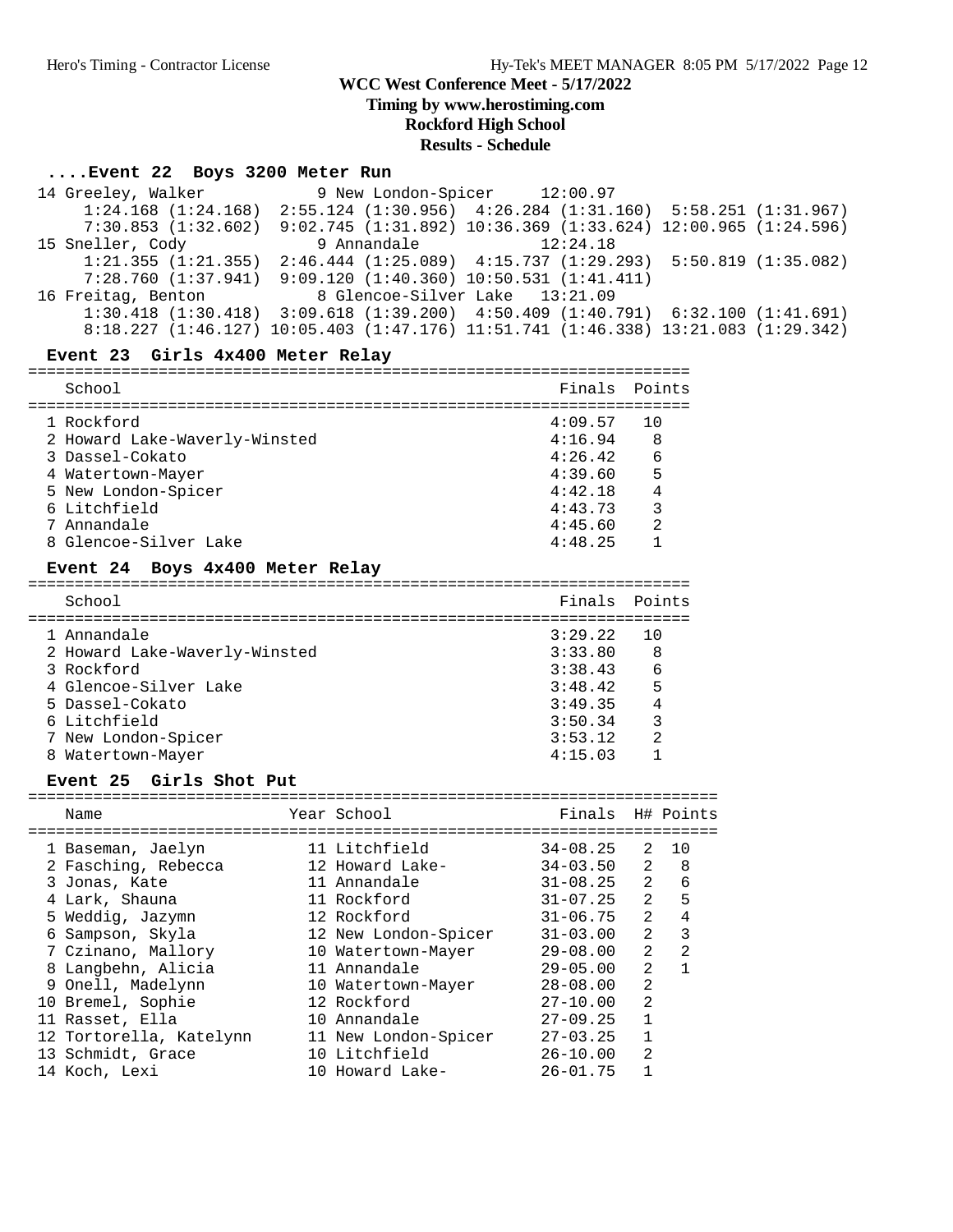# WCC West Conference Meet - 5/17/2022

## Timing by www.herostiming.com

## Rockford High School

## Results - Schedule

### ....Event 22 Boys 3200 Meter Run

```
 14 Greeley, Walker           9 New London-Spicer     12:00.97
      1:24.168 (1:24.168)  2:55.124 (1:30.956)  4:26.284 (1:31.160)  5:58.251 (1:31.967)
      7:30.853 (1:32.602)  9:02.745 (1:31.892) 10:36.369 (1:33.624) 12:00.965 (1:24.596)
 15 Sneller, Cody            9 Annandale             12:24.18
      1:21.355 (1:21.355)  2:46.444 (1:25.089)  4:15.737 (1:29.293)  5:50.819 (1:35.082)
      7:28.760 (1:37.941)  9:09.120 (1:40.360) 10:50.531 (1:41.411)
 16 Freitag, Benton          8 Glencoe-Silver Lake   13:21.09
      1:30.418 (1:30.418)  3:09.618 (1:39.200)  4:50.409 (1:40.791)  6:32.100 (1:41.691)
      8:18.227 (1:46.127) 10:05.403 (1:47.176) 11:51.741 (1:46.338) 13:21.083 (1:29.342)
```

### Event 23 Girls 4x400 Meter Relay

| | School | Finals | Points |
|---|---|---|---|
| 1 | Rockford | 4:09.57 | 10 |
| 2 | Howard Lake-Waverly-Winsted | 4:16.94 | 8 |
| 3 | Dassel-Cokato | 4:26.42 | 6 |
| 4 | Watertown-Mayer | 4:39.60 | 5 |
| 5 | New London-Spicer | 4:42.18 | 4 |
| 6 | Litchfield | 4:43.73 | 3 |
| 7 | Annandale | 4:45.60 | 2 |
| 8 | Glencoe-Silver Lake | 4:48.25 | 1 |

### Event 24 Boys 4x400 Meter Relay

| | School | Finals | Points |
|---|---|---|---|
| 1 | Annandale | 3:29.22 | 10 |
| 2 | Howard Lake-Waverly-Winsted | 3:33.80 | 8 |
| 3 | Rockford | 3:38.43 | 6 |
| 4 | Glencoe-Silver Lake | 3:48.42 | 5 |
| 5 | Dassel-Cokato | 3:49.35 | 4 |
| 6 | Litchfield | 3:50.34 | 3 |
| 7 | New London-Spicer | 3:53.12 | 2 |
| 8 | Watertown-Mayer | 4:15.03 | 1 |

### Event 25 Girls Shot Put

| | Name | Year | School | Finals | H# | Points |
|---|---|---|---|---|---|---|
| 1 | Baseman, Jaelyn | 11 | Litchfield | 34-08.25 | 2 | 10 |
| 2 | Fasching, Rebecca | 12 | Howard Lake- | 34-03.50 | 2 | 8 |
| 3 | Jonas, Kate | 11 | Annandale | 31-08.25 | 2 | 6 |
| 4 | Lark, Shauna | 11 | Rockford | 31-07.25 | 2 | 5 |
| 5 | Weddig, Jazymn | 12 | Rockford | 31-06.75 | 2 | 4 |
| 6 | Sampson, Skyla | 12 | New London-Spicer | 31-03.00 | 2 | 3 |
| 7 | Czinano, Mallory | 10 | Watertown-Mayer | 29-08.00 | 2 | 2 |
| 8 | Langbehn, Alicia | 11 | Annandale | 29-05.00 | 2 | 1 |
| 9 | Onell, Madelynn | 10 | Watertown-Mayer | 28-08.00 | 2 | |
| 10 | Bremel, Sophie | 12 | Rockford | 27-10.00 | 2 | |
| 11 | Rasset, Ella | 10 | Annandale | 27-09.25 | 1 | |
| 12 | Tortorella, Katelynn | 11 | New London-Spicer | 27-03.25 | 1 | |
| 13 | Schmidt, Grace | 10 | Litchfield | 26-10.00 | 2 | |
| 14 | Koch, Lexi | 10 | Howard Lake- | 26-01.75 | 1 | |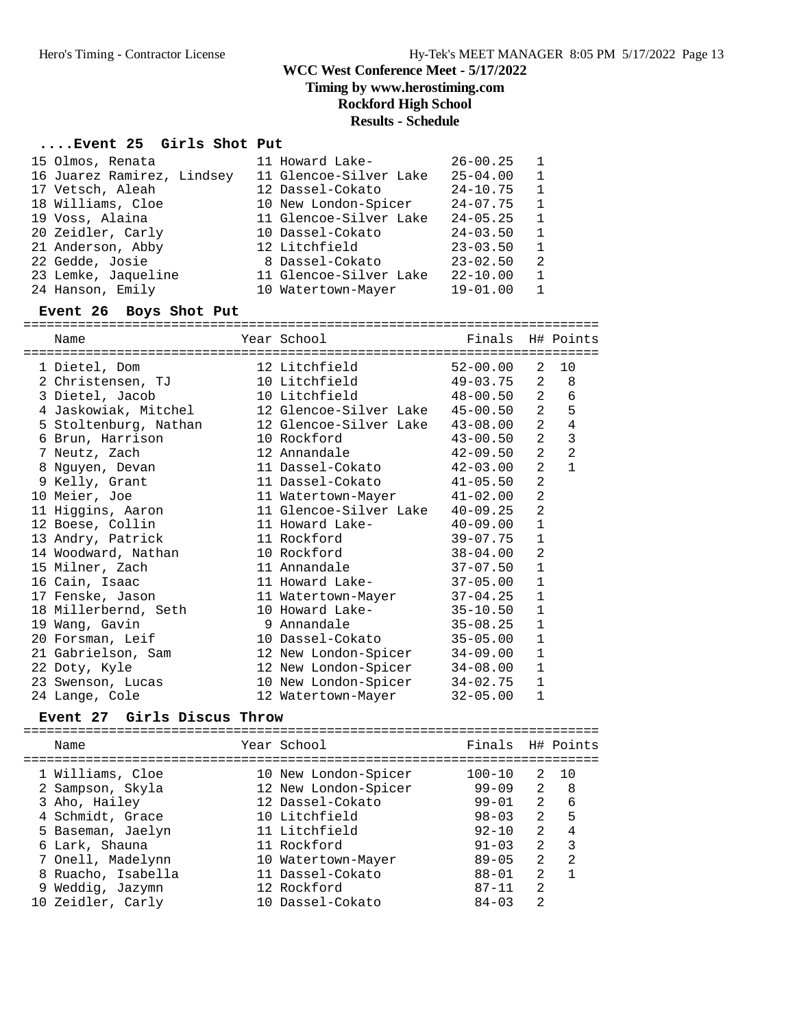# WCC West Conference Meet - 5/17/2022

**Timing by www.herostiming.com**

**Rockford High School**

**Results - Schedule**

### ....Event 25 Girls Shot Put

| Place | Name | Year | School | Finals | H# | Points |
|---|---|---|---|---|---|---|
| 15 | Olmos, Renata | 11 | Howard Lake- | 26-00.25 | 1 | |
| 16 | Juarez Ramirez, Lindsey | 11 | Glencoe-Silver Lake | 25-04.00 | 1 | |
| 17 | Vetsch, Aleah | 12 | Dassel-Cokato | 24-10.75 | 1 | |
| 18 | Williams, Cloe | 10 | New London-Spicer | 24-07.75 | 1 | |
| 19 | Voss, Alaina | 11 | Glencoe-Silver Lake | 24-05.25 | 1 | |
| 20 | Zeidler, Carly | 10 | Dassel-Cokato | 24-03.50 | 1 | |
| 21 | Anderson, Abby | 12 | Litchfield | 23-03.50 | 1 | |
| 22 | Gedde, Josie | 8 | Dassel-Cokato | 23-02.50 | 2 | |
| 23 | Lemke, Jaqueline | 11 | Glencoe-Silver Lake | 22-10.00 | 1 | |
| 24 | Hanson, Emily | 10 | Watertown-Mayer | 19-01.00 | 1 | |

### Event 26 Boys Shot Put

| Place | Name | Year | School | Finals | H# | Points |
|---|---|---|---|---|---|---|
| 1 | Dietel, Dom | 12 | Litchfield | 52-00.00 | 2 | 10 |
| 2 | Christensen, TJ | 10 | Litchfield | 49-03.75 | 2 | 8 |
| 3 | Dietel, Jacob | 10 | Litchfield | 48-00.50 | 2 | 6 |
| 4 | Jaskowiak, Mitchel | 12 | Glencoe-Silver Lake | 45-00.50 | 2 | 5 |
| 5 | Stoltenburg, Nathan | 12 | Glencoe-Silver Lake | 43-08.00 | 2 | 4 |
| 6 | Brun, Harrison | 10 | Rockford | 43-00.50 | 2 | 3 |
| 7 | Neutz, Zach | 12 | Annandale | 42-09.50 | 2 | 2 |
| 8 | Nguyen, Devan | 11 | Dassel-Cokato | 42-03.00 | 2 | 1 |
| 9 | Kelly, Grant | 11 | Dassel-Cokato | 41-05.50 | 2 | |
| 10 | Meier, Joe | 11 | Watertown-Mayer | 41-02.00 | 2 | |
| 11 | Higgins, Aaron | 11 | Glencoe-Silver Lake | 40-09.25 | 2 | |
| 12 | Boese, Collin | 11 | Howard Lake- | 40-09.00 | 1 | |
| 13 | Andry, Patrick | 11 | Rockford | 39-07.75 | 1 | |
| 14 | Woodward, Nathan | 10 | Rockford | 38-04.00 | 2 | |
| 15 | Milner, Zach | 11 | Annandale | 37-07.50 | 1 | |
| 16 | Cain, Isaac | 11 | Howard Lake- | 37-05.00 | 1 | |
| 17 | Fenske, Jason | 11 | Watertown-Mayer | 37-04.25 | 1 | |
| 18 | Millerbernd, Seth | 10 | Howard Lake- | 35-10.50 | 1 | |
| 19 | Wang, Gavin | 9 | Annandale | 35-08.25 | 1 | |
| 20 | Forsman, Leif | 10 | Dassel-Cokato | 35-05.00 | 1 | |
| 21 | Gabrielson, Sam | 12 | New London-Spicer | 34-09.00 | 1 | |
| 22 | Doty, Kyle | 12 | New London-Spicer | 34-08.00 | 1 | |
| 23 | Swenson, Lucas | 10 | New London-Spicer | 34-02.75 | 1 | |
| 24 | Lange, Cole | 12 | Watertown-Mayer | 32-05.00 | 1 | |

### Event 27 Girls Discus Throw

| Place | Name | Year | School | Finals | H# | Points |
|---|---|---|---|---|---|---|
| 1 | Williams, Cloe | 10 | New London-Spicer | 100-10 | 2 | 10 |
| 2 | Sampson, Skyla | 12 | New London-Spicer | 99-09 | 2 | 8 |
| 3 | Aho, Hailey | 12 | Dassel-Cokato | 99-01 | 2 | 6 |
| 4 | Schmidt, Grace | 10 | Litchfield | 98-03 | 2 | 5 |
| 5 | Baseman, Jaelyn | 11 | Litchfield | 92-10 | 2 | 4 |
| 6 | Lark, Shauna | 11 | Rockford | 91-03 | 2 | 3 |
| 7 | Onell, Madelynn | 10 | Watertown-Mayer | 89-05 | 2 | 2 |
| 8 | Ruacho, Isabella | 11 | Dassel-Cokato | 88-01 | 2 | 1 |
| 9 | Weddig, Jazymn | 12 | Rockford | 87-11 | 2 | |
| 10 | Zeidler, Carly | 10 | Dassel-Cokato | 84-03 | 2 | |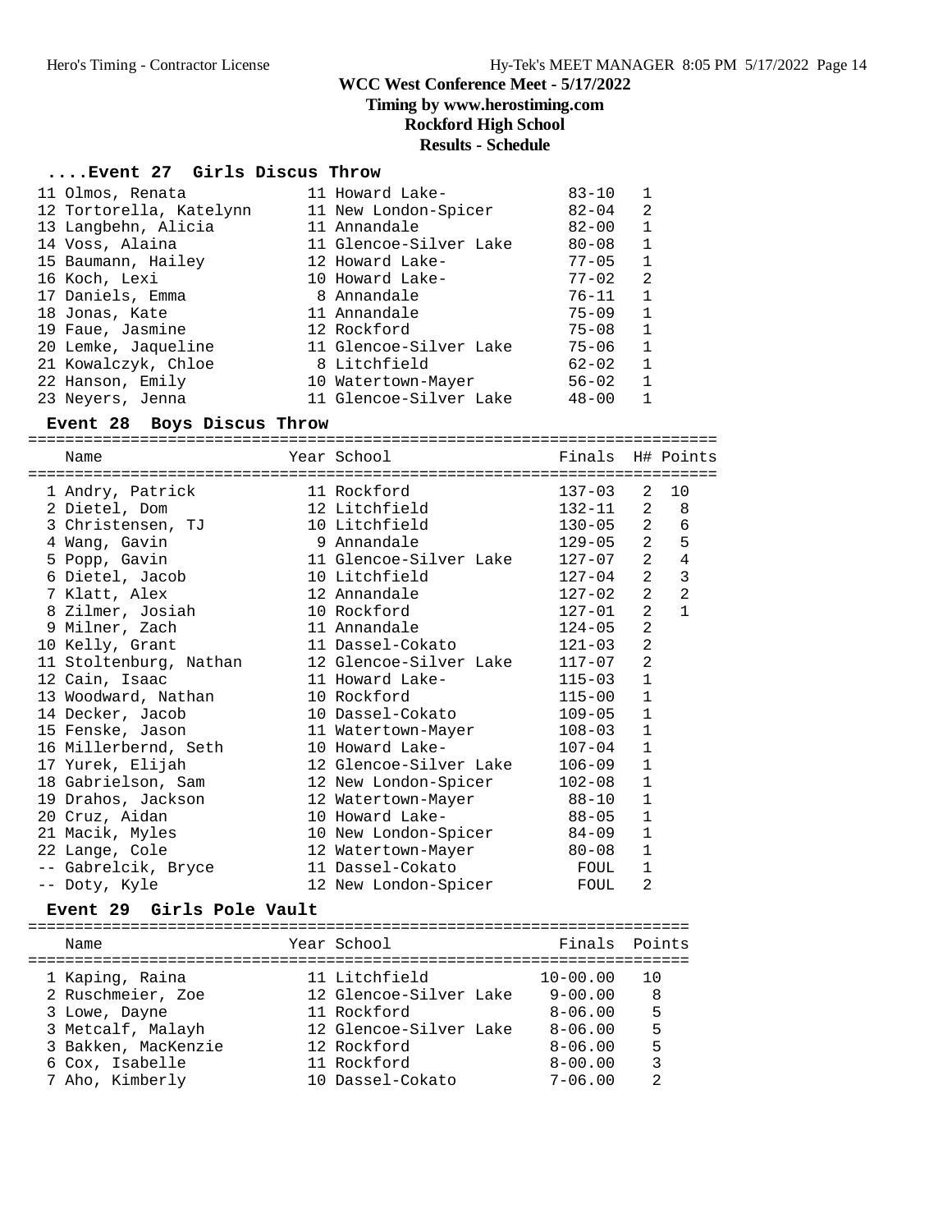# WCC West Conference Meet - 5/17/2022

**Timing by www.herostiming.com**

**Rockford High School**

**Results - Schedule**

### ....Event 27 Girls Discus Throw

| Place | Name | Year | School | Finals | H# |
|---|---|---|---|---|---|
| 11 | Olmos, Renata | 11 | Howard Lake- | 83-10 | 1 |
| 12 | Tortorella, Katelynn | 11 | New London-Spicer | 82-04 | 2 |
| 13 | Langbehn, Alicia | 11 | Annandale | 82-00 | 1 |
| 14 | Voss, Alaina | 11 | Glencoe-Silver Lake | 80-08 | 1 |
| 15 | Baumann, Hailey | 12 | Howard Lake- | 77-05 | 1 |
| 16 | Koch, Lexi | 10 | Howard Lake- | 77-02 | 2 |
| 17 | Daniels, Emma | 8 | Annandale | 76-11 | 1 |
| 18 | Jonas, Kate | 11 | Annandale | 75-09 | 1 |
| 19 | Faue, Jasmine | 12 | Rockford | 75-08 | 1 |
| 20 | Lemke, Jaqueline | 11 | Glencoe-Silver Lake | 75-06 | 1 |
| 21 | Kowalczyk, Chloe | 8 | Litchfield | 62-02 | 1 |
| 22 | Hanson, Emily | 10 | Watertown-Mayer | 56-02 | 1 |
| 23 | Neyers, Jenna | 11 | Glencoe-Silver Lake | 48-00 | 1 |

### Event 28 Boys Discus Throw

| Place | Name | Year | School | Finals | H# | Points |
|---|---|---|---|---|---|---|
| 1 | Andry, Patrick | 11 | Rockford | 137-03 | 2 | 10 |
| 2 | Dietel, Dom | 12 | Litchfield | 132-11 | 2 | 8 |
| 3 | Christensen, TJ | 10 | Litchfield | 130-05 | 2 | 6 |
| 4 | Wang, Gavin | 9 | Annandale | 129-05 | 2 | 5 |
| 5 | Popp, Gavin | 11 | Glencoe-Silver Lake | 127-07 | 2 | 4 |
| 6 | Dietel, Jacob | 10 | Litchfield | 127-04 | 2 | 3 |
| 7 | Klatt, Alex | 12 | Annandale | 127-02 | 2 | 2 |
| 8 | Zilmer, Josiah | 10 | Rockford | 127-01 | 2 | 1 |
| 9 | Milner, Zach | 11 | Annandale | 124-05 | 2 | |
| 10 | Kelly, Grant | 11 | Dassel-Cokato | 121-03 | 2 | |
| 11 | Stoltenburg, Nathan | 12 | Glencoe-Silver Lake | 117-07 | 2 | |
| 12 | Cain, Isaac | 11 | Howard Lake- | 115-03 | 1 | |
| 13 | Woodward, Nathan | 10 | Rockford | 115-00 | 1 | |
| 14 | Decker, Jacob | 10 | Dassel-Cokato | 109-05 | 1 | |
| 15 | Fenske, Jason | 11 | Watertown-Mayer | 108-03 | 1 | |
| 16 | Millerbernd, Seth | 10 | Howard Lake- | 107-04 | 1 | |
| 17 | Yurek, Elijah | 12 | Glencoe-Silver Lake | 106-09 | 1 | |
| 18 | Gabrielson, Sam | 12 | New London-Spicer | 102-08 | 1 | |
| 19 | Drahos, Jackson | 12 | Watertown-Mayer | 88-10 | 1 | |
| 20 | Cruz, Aidan | 10 | Howard Lake- | 88-05 | 1 | |
| 21 | Macik, Myles | 10 | New London-Spicer | 84-09 | 1 | |
| 22 | Lange, Cole | 12 | Watertown-Mayer | 80-08 | 1 | |
| -- | Gabrelcik, Bryce | 11 | Dassel-Cokato | FOUL | 1 | |
| -- | Doty, Kyle | 12 | New London-Spicer | FOUL | 2 | |

### Event 29 Girls Pole Vault

| Place | Name | Year | School | Finals | Points |
|---|---|---|---|---|---|
| 1 | Kaping, Raina | 11 | Litchfield | 10-00.00 | 10 |
| 2 | Ruschmeier, Zoe | 12 | Glencoe-Silver Lake | 9-00.00 | 8 |
| 3 | Lowe, Dayne | 11 | Rockford | 8-06.00 | 5 |
| 3 | Metcalf, Malayh | 12 | Glencoe-Silver Lake | 8-06.00 | 5 |
| 3 | Bakken, MacKenzie | 12 | Rockford | 8-06.00 | 5 |
| 6 | Cox, Isabelle | 11 | Rockford | 8-00.00 | 3 |
| 7 | Aho, Kimberly | 10 | Dassel-Cokato | 7-06.00 | 2 |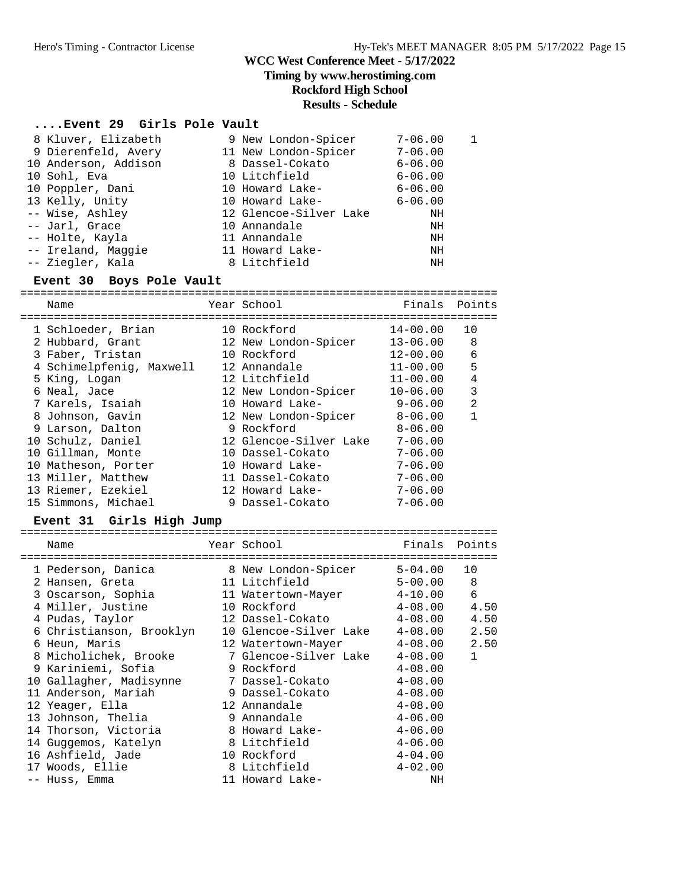# WCC West Conference Meet - 5/17/2022

## Timing by www.herostiming.com

## Rockford High School

## Results - Schedule

### ....Event 29 Girls Pole Vault

| Place | Name | Year | School | Finals | Points |
|---|---|---|---|---|---|
| 8 | Kluver, Elizabeth | 9 | New London-Spicer | 7-06.00 | 1 |
| 9 | Dierenfeld, Avery | 11 | New London-Spicer | 7-06.00 | |
| 10 | Anderson, Addison | 8 | Dassel-Cokato | 6-06.00 | |
| 10 | Sohl, Eva | 10 | Litchfield | 6-06.00 | |
| 10 | Poppler, Dani | 10 | Howard Lake- | 6-06.00 | |
| 13 | Kelly, Unity | 10 | Howard Lake- | 6-06.00 | |
| -- | Wise, Ashley | 12 | Glencoe-Silver Lake | NH | |
| -- | Jarl, Grace | 10 | Annandale | NH | |
| -- | Holte, Kayla | 11 | Annandale | NH | |
| -- | Ireland, Maggie | 11 | Howard Lake- | NH | |
| -- | Ziegler, Kala | 8 | Litchfield | NH | |

### Event 30 Boys Pole Vault

| Place | Name | Year | School | Finals | Points |
|---|---|---|---|---|---|
| 1 | Schloeder, Brian | 10 | Rockford | 14-00.00 | 10 |
| 2 | Hubbard, Grant | 12 | New London-Spicer | 13-06.00 | 8 |
| 3 | Faber, Tristan | 10 | Rockford | 12-00.00 | 6 |
| 4 | Schimelpfenig, Maxwell | 12 | Annandale | 11-00.00 | 5 |
| 5 | King, Logan | 12 | Litchfield | 11-00.00 | 4 |
| 6 | Neal, Jace | 12 | New London-Spicer | 10-06.00 | 3 |
| 7 | Karels, Isaiah | 10 | Howard Lake- | 9-06.00 | 2 |
| 8 | Johnson, Gavin | 12 | New London-Spicer | 8-06.00 | 1 |
| 9 | Larson, Dalton | 9 | Rockford | 8-06.00 | |
| 10 | Schulz, Daniel | 12 | Glencoe-Silver Lake | 7-06.00 | |
| 10 | Gillman, Monte | 10 | Dassel-Cokato | 7-06.00 | |
| 10 | Matheson, Porter | 10 | Howard Lake- | 7-06.00 | |
| 13 | Miller, Matthew | 11 | Dassel-Cokato | 7-06.00 | |
| 13 | Riemer, Ezekiel | 12 | Howard Lake- | 7-06.00 | |
| 15 | Simmons, Michael | 9 | Dassel-Cokato | 7-06.00 | |

### Event 31 Girls High Jump

| Place | Name | Year | School | Finals | Points |
|---|---|---|---|---|---|
| 1 | Pederson, Danica | 8 | New London-Spicer | 5-04.00 | 10 |
| 2 | Hansen, Greta | 11 | Litchfield | 5-00.00 | 8 |
| 3 | Oscarson, Sophia | 11 | Watertown-Mayer | 4-10.00 | 6 |
| 4 | Miller, Justine | 10 | Rockford | 4-08.00 | 4.50 |
| 4 | Pudas, Taylor | 12 | Dassel-Cokato | 4-08.00 | 4.50 |
| 6 | Christianson, Brooklyn | 10 | Glencoe-Silver Lake | 4-08.00 | 2.50 |
| 6 | Heun, Maris | 12 | Watertown-Mayer | 4-08.00 | 2.50 |
| 8 | Micholichek, Brooke | 7 | Glencoe-Silver Lake | 4-08.00 | 1 |
| 9 | Kariniemi, Sofia | 9 | Rockford | 4-08.00 | |
| 10 | Gallagher, Madisynne | 7 | Dassel-Cokato | 4-08.00 | |
| 11 | Anderson, Mariah | 9 | Dassel-Cokato | 4-08.00 | |
| 12 | Yeager, Ella | 12 | Annandale | 4-08.00 | |
| 13 | Johnson, Thelia | 9 | Annandale | 4-06.00 | |
| 14 | Thorson, Victoria | 8 | Howard Lake- | 4-06.00 | |
| 14 | Guggemos, Katelyn | 8 | Litchfield | 4-06.00 | |
| 16 | Ashfield, Jade | 10 | Rockford | 4-04.00 | |
| 17 | Woods, Ellie | 8 | Litchfield | 4-02.00 | |
| -- | Huss, Emma | 11 | Howard Lake- | NH | |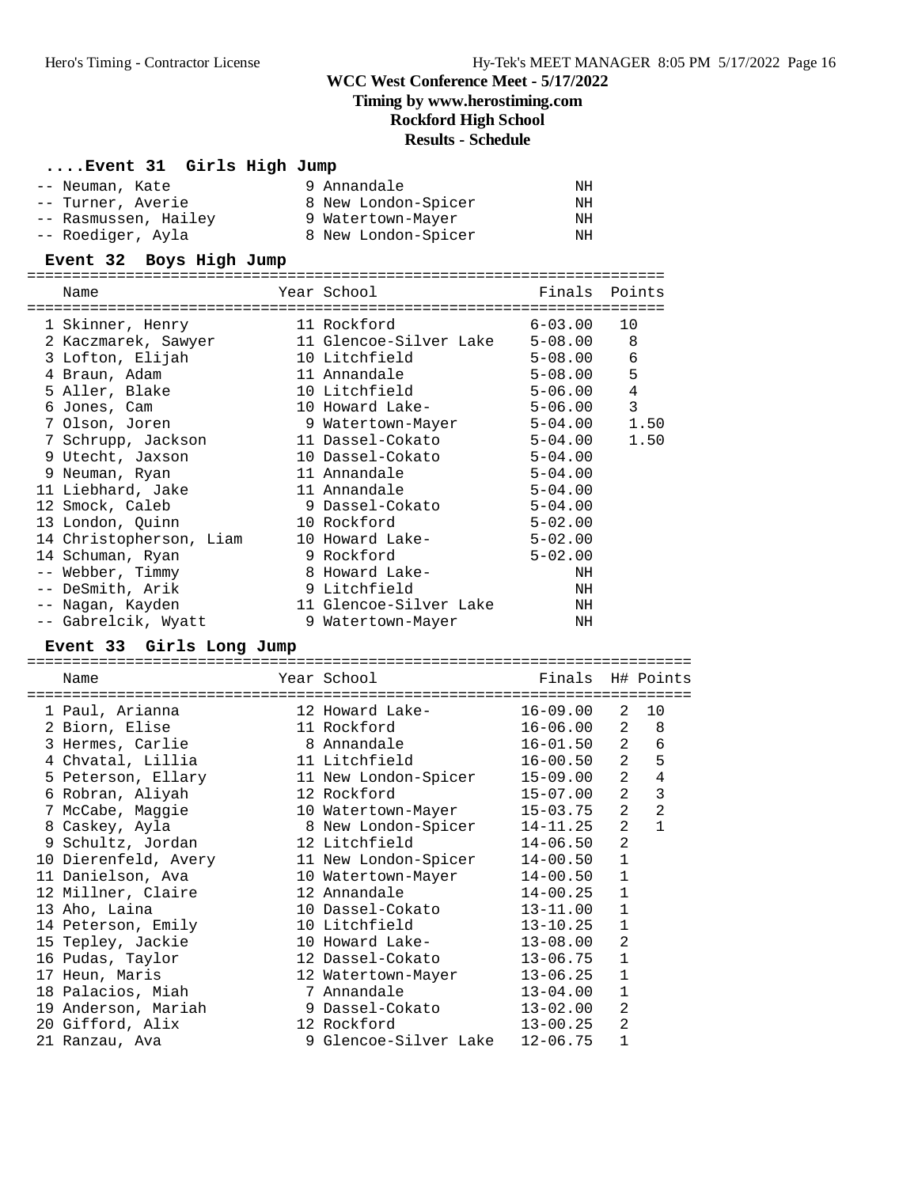## WCC West Conference Meet - 5/17/2022

**Timing by www.herostiming.com**

**Rockford High School**

**Results - Schedule**

### ....Event 31 Girls High Jump

| Place | Name | Year | School | Finals |
|---|---|---|---|---|
| -- | Neuman, Kate | 9 | Annandale | NH |
| -- | Turner, Averie | 8 | New London-Spicer | NH |
| -- | Rasmussen, Hailey | 9 | Watertown-Mayer | NH |
| -- | Roediger, Ayla | 8 | New London-Spicer | NH |

### Event 32 Boys High Jump

| Place | Name | Year | School | Finals | Points |
|---|---|---|---|---|---|
| 1 | Skinner, Henry | 11 | Rockford | 6-03.00 | 10 |
| 2 | Kaczmarek, Sawyer | 11 | Glencoe-Silver Lake | 5-08.00 | 8 |
| 3 | Lofton, Elijah | 10 | Litchfield | 5-08.00 | 6 |
| 4 | Braun, Adam | 11 | Annandale | 5-08.00 | 5 |
| 5 | Aller, Blake | 10 | Litchfield | 5-06.00 | 4 |
| 6 | Jones, Cam | 10 | Howard Lake- | 5-06.00 | 3 |
| 7 | Olson, Joren | 9 | Watertown-Mayer | 5-04.00 | 1.50 |
| 7 | Schrupp, Jackson | 11 | Dassel-Cokato | 5-04.00 | 1.50 |
| 9 | Utecht, Jaxson | 10 | Dassel-Cokato | 5-04.00 | |
| 9 | Neuman, Ryan | 11 | Annandale | 5-04.00 | |
| 11 | Liebhard, Jake | 11 | Annandale | 5-04.00 | |
| 12 | Smock, Caleb | 9 | Dassel-Cokato | 5-04.00 | |
| 13 | London, Quinn | 10 | Rockford | 5-02.00 | |
| 14 | Christopherson, Liam | 10 | Howard Lake- | 5-02.00 | |
| 14 | Schuman, Ryan | 9 | Rockford | 5-02.00 | |
| -- | Webber, Timmy | 8 | Howard Lake- | NH | |
| -- | DeSmith, Arik | 9 | Litchfield | NH | |
| -- | Nagan, Kayden | 11 | Glencoe-Silver Lake | NH | |
| -- | Gabrelcik, Wyatt | 9 | Watertown-Mayer | NH | |

### Event 33 Girls Long Jump

| Place | Name | Year | School | Finals | H# | Points |
|---|---|---|---|---|---|---|
| 1 | Paul, Arianna | 12 | Howard Lake- | 16-09.00 | 2 | 10 |
| 2 | Biorn, Elise | 11 | Rockford | 16-06.00 | 2 | 8 |
| 3 | Hermes, Carlie | 8 | Annandale | 16-01.50 | 2 | 6 |
| 4 | Chvatal, Lillia | 11 | Litchfield | 16-00.50 | 2 | 5 |
| 5 | Peterson, Ellary | 11 | New London-Spicer | 15-09.00 | 2 | 4 |
| 6 | Robran, Aliyah | 12 | Rockford | 15-07.00 | 2 | 3 |
| 7 | McCabe, Maggie | 10 | Watertown-Mayer | 15-03.75 | 2 | 2 |
| 8 | Caskey, Ayla | 8 | New London-Spicer | 14-11.25 | 2 | 1 |
| 9 | Schultz, Jordan | 12 | Litchfield | 14-06.50 | 2 | |
| 10 | Dierenfeld, Avery | 11 | New London-Spicer | 14-00.50 | 1 | |
| 11 | Danielson, Ava | 10 | Watertown-Mayer | 14-00.50 | 1 | |
| 12 | Millner, Claire | 12 | Annandale | 14-00.25 | 1 | |
| 13 | Aho, Laina | 10 | Dassel-Cokato | 13-11.00 | 1 | |
| 14 | Peterson, Emily | 10 | Litchfield | 13-10.25 | 1 | |
| 15 | Tepley, Jackie | 10 | Howard Lake- | 13-08.00 | 2 | |
| 16 | Pudas, Taylor | 12 | Dassel-Cokato | 13-06.75 | 1 | |
| 17 | Heun, Maris | 12 | Watertown-Mayer | 13-06.25 | 1 | |
| 18 | Palacios, Miah | 7 | Annandale | 13-04.00 | 1 | |
| 19 | Anderson, Mariah | 9 | Dassel-Cokato | 13-02.00 | 2 | |
| 20 | Gifford, Alix | 12 | Rockford | 13-00.25 | 2 | |
| 21 | Ranzau, Ava | 9 | Glencoe-Silver Lake | 12-06.75 | 1 | |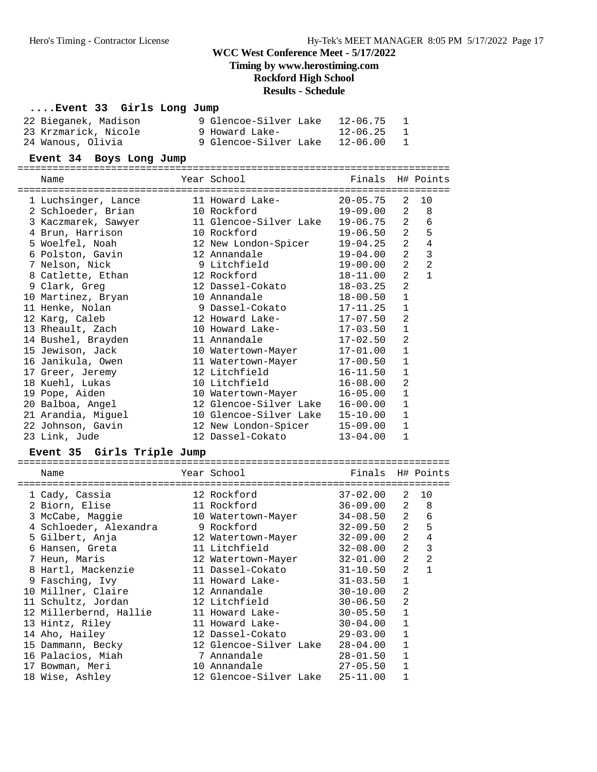# WCC West Conference Meet - 5/17/2022

**Timing by www.herostiming.com**

**Rockford High School**

**Results - Schedule**

### ....Event 33 Girls Long Jump

| Name | Year | School | Finals | H# | Points |
|---|---|---|---|---|---|
| 22 Bieganek, Madison | 9 | Glencoe-Silver Lake | 12-06.75 | 1 | |
| 23 Krzmarick, Nicole | 9 | Howard Lake- | 12-06.25 | 1 | |
| 24 Wanous, Olivia | 9 | Glencoe-Silver Lake | 12-06.00 | 1 | |

### Event 34 Boys Long Jump

| Name | Year | School | Finals | H# | Points |
|---|---|---|---|---|---|
| 1 Luchsinger, Lance | 11 | Howard Lake- | 20-05.75 | 2 | 10 |
| 2 Schloeder, Brian | 10 | Rockford | 19-09.00 | 2 | 8 |
| 3 Kaczmarek, Sawyer | 11 | Glencoe-Silver Lake | 19-06.75 | 2 | 6 |
| 4 Brun, Harrison | 10 | Rockford | 19-06.50 | 2 | 5 |
| 5 Woelfel, Noah | 12 | New London-Spicer | 19-04.25 | 2 | 4 |
| 6 Polston, Gavin | 12 | Annandale | 19-04.00 | 2 | 3 |
| 7 Nelson, Nick | 9 | Litchfield | 19-00.00 | 2 | 2 |
| 8 Catlette, Ethan | 12 | Rockford | 18-11.00 | 2 | 1 |
| 9 Clark, Greg | 12 | Dassel-Cokato | 18-03.25 | 2 | |
| 10 Martinez, Bryan | 10 | Annandale | 18-00.50 | 1 | |
| 11 Henke, Nolan | 9 | Dassel-Cokato | 17-11.25 | 1 | |
| 12 Karg, Caleb | 12 | Howard Lake- | 17-07.50 | 2 | |
| 13 Rheault, Zach | 10 | Howard Lake- | 17-03.50 | 1 | |
| 14 Bushel, Brayden | 11 | Annandale | 17-02.50 | 2 | |
| 15 Jewison, Jack | 10 | Watertown-Mayer | 17-01.00 | 1 | |
| 16 Janikula, Owen | 11 | Watertown-Mayer | 17-00.50 | 1 | |
| 17 Greer, Jeremy | 12 | Litchfield | 16-11.50 | 1 | |
| 18 Kuehl, Lukas | 10 | Litchfield | 16-08.00 | 2 | |
| 19 Pope, Aiden | 10 | Watertown-Mayer | 16-05.00 | 1 | |
| 20 Balboa, Angel | 12 | Glencoe-Silver Lake | 16-00.00 | 1 | |
| 21 Arandia, Miguel | 10 | Glencoe-Silver Lake | 15-10.00 | 1 | |
| 22 Johnson, Gavin | 12 | New London-Spicer | 15-09.00 | 1 | |
| 23 Link, Jude | 12 | Dassel-Cokato | 13-04.00 | 1 | |

### Event 35 Girls Triple Jump

| Name | Year | School | Finals | H# | Points |
|---|---|---|---|---|---|
| 1 Cady, Cassia | 12 | Rockford | 37-02.00 | 2 | 10 |
| 2 Biorn, Elise | 11 | Rockford | 36-09.00 | 2 | 8 |
| 3 McCabe, Maggie | 10 | Watertown-Mayer | 34-08.50 | 2 | 6 |
| 4 Schloeder, Alexandra | 9 | Rockford | 32-09.50 | 2 | 5 |
| 5 Gilbert, Anja | 12 | Watertown-Mayer | 32-09.00 | 2 | 4 |
| 6 Hansen, Greta | 11 | Litchfield | 32-08.00 | 2 | 3 |
| 7 Heun, Maris | 12 | Watertown-Mayer | 32-01.00 | 2 | 2 |
| 8 Hartl, Mackenzie | 11 | Dassel-Cokato | 31-10.50 | 2 | 1 |
| 9 Fasching, Ivy | 11 | Howard Lake- | 31-03.50 | 1 | |
| 10 Millner, Claire | 12 | Annandale | 30-10.00 | 2 | |
| 11 Schultz, Jordan | 12 | Litchfield | 30-06.50 | 2 | |
| 12 Millerbernd, Hallie | 11 | Howard Lake- | 30-05.50 | 1 | |
| 13 Hintz, Riley | 11 | Howard Lake- | 30-04.00 | 1 | |
| 14 Aho, Hailey | 12 | Dassel-Cokato | 29-03.00 | 1 | |
| 15 Dammann, Becky | 12 | Glencoe-Silver Lake | 28-04.00 | 1 | |
| 16 Palacios, Miah | 7 | Annandale | 28-01.50 | 1 | |
| 17 Bowman, Meri | 10 | Annandale | 27-05.50 | 1 | |
| 18 Wise, Ashley | 12 | Glencoe-Silver Lake | 25-11.00 | 1 | |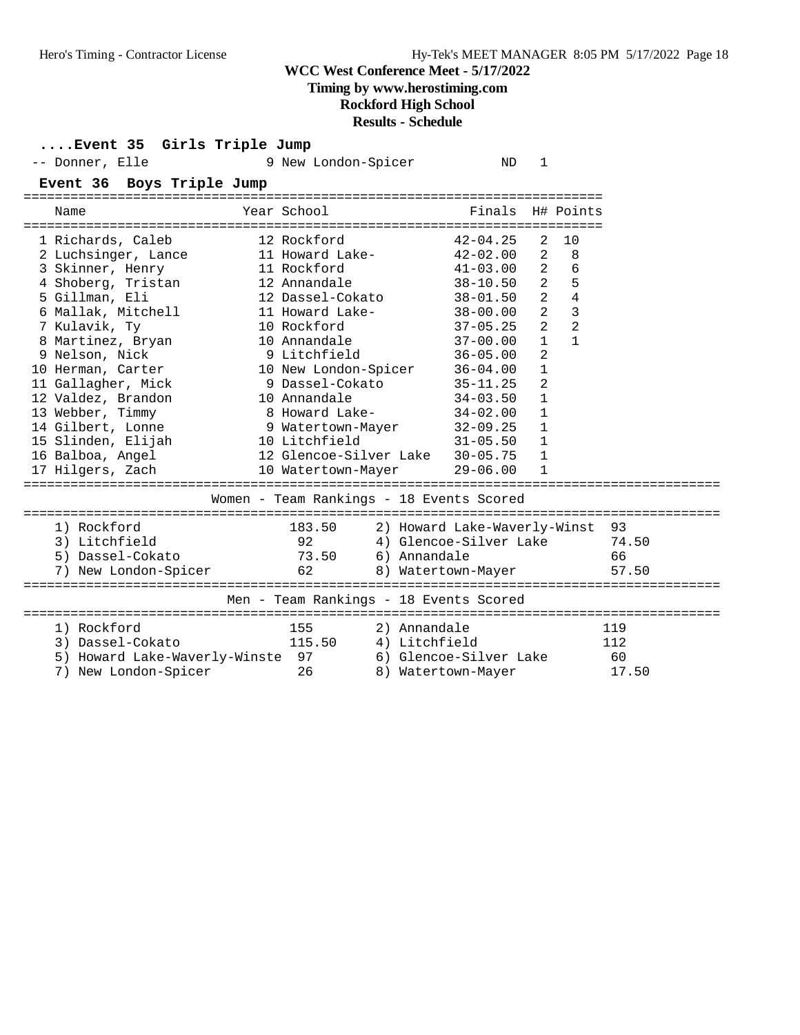**WCC West Conference Meet - 5/17/2022**

**Timing by www.herostiming.com**

**Rockford High School**

**Results - Schedule**

### ....Event 35 Girls Triple Jump

| | | | | | |
|---|---|---|---|---|---|
| -- | Donner, Elle | 9 | New London-Spicer | ND | 1 |

### Event 36 Boys Triple Jump

| | Name | Year | School | Finals | H# | Points |
|---|---|---|---|---|---|---|
| 1 | Richards, Caleb | 12 | Rockford | 42-04.25 | 2 | 10 |
| 2 | Luchsinger, Lance | 11 | Howard Lake- | 42-02.00 | 2 | 8 |
| 3 | Skinner, Henry | 11 | Rockford | 41-03.00 | 2 | 6 |
| 4 | Shoberg, Tristan | 12 | Annandale | 38-10.50 | 2 | 5 |
| 5 | Gillman, Eli | 12 | Dassel-Cokato | 38-01.50 | 2 | 4 |
| 6 | Mallak, Mitchell | 11 | Howard Lake- | 38-00.00 | 2 | 3 |
| 7 | Kulavik, Ty | 10 | Rockford | 37-05.25 | 2 | 2 |
| 8 | Martinez, Bryan | 10 | Annandale | 37-00.00 | 1 | 1 |
| 9 | Nelson, Nick | 9 | Litchfield | 36-05.00 | 2 | |
| 10 | Herman, Carter | 10 | New London-Spicer | 36-04.00 | 1 | |
| 11 | Gallagher, Mick | 9 | Dassel-Cokato | 35-11.25 | 2 | |
| 12 | Valdez, Brandon | 10 | Annandale | 34-03.50 | 1 | |
| 13 | Webber, Timmy | 8 | Howard Lake- | 34-02.00 | 1 | |
| 14 | Gilbert, Lonne | 9 | Watertown-Mayer | 32-09.25 | 1 | |
| 15 | Slinden, Elijah | 10 | Litchfield | 31-05.50 | 1 | |
| 16 | Balboa, Angel | 12 | Glencoe-Silver Lake | 30-05.75 | 1 | |
| 17 | Hilgers, Zach | 10 | Watertown-Mayer | 29-06.00 | 1 | |

### Women - Team Rankings - 18 Events Scored

| | | | |
|---|---|---|---|
| 1) Rockford | 183.50 | 2) Howard Lake-Waverly-Winst | 93 |
| 3) Litchfield | 92 | 4) Glencoe-Silver Lake | 74.50 |
| 5) Dassel-Cokato | 73.50 | 6) Annandale | 66 |
| 7) New London-Spicer | 62 | 8) Watertown-Mayer | 57.50 |

### Men - Team Rankings - 18 Events Scored

| | | | |
|---|---|---|---|
| 1) Rockford | 155 | 2) Annandale | 119 |
| 3) Dassel-Cokato | 115.50 | 4) Litchfield | 112 |
| 5) Howard Lake-Waverly-Winste | 97 | 6) Glencoe-Silver Lake | 60 |
| 7) New London-Spicer | 26 | 8) Watertown-Mayer | 17.50 |